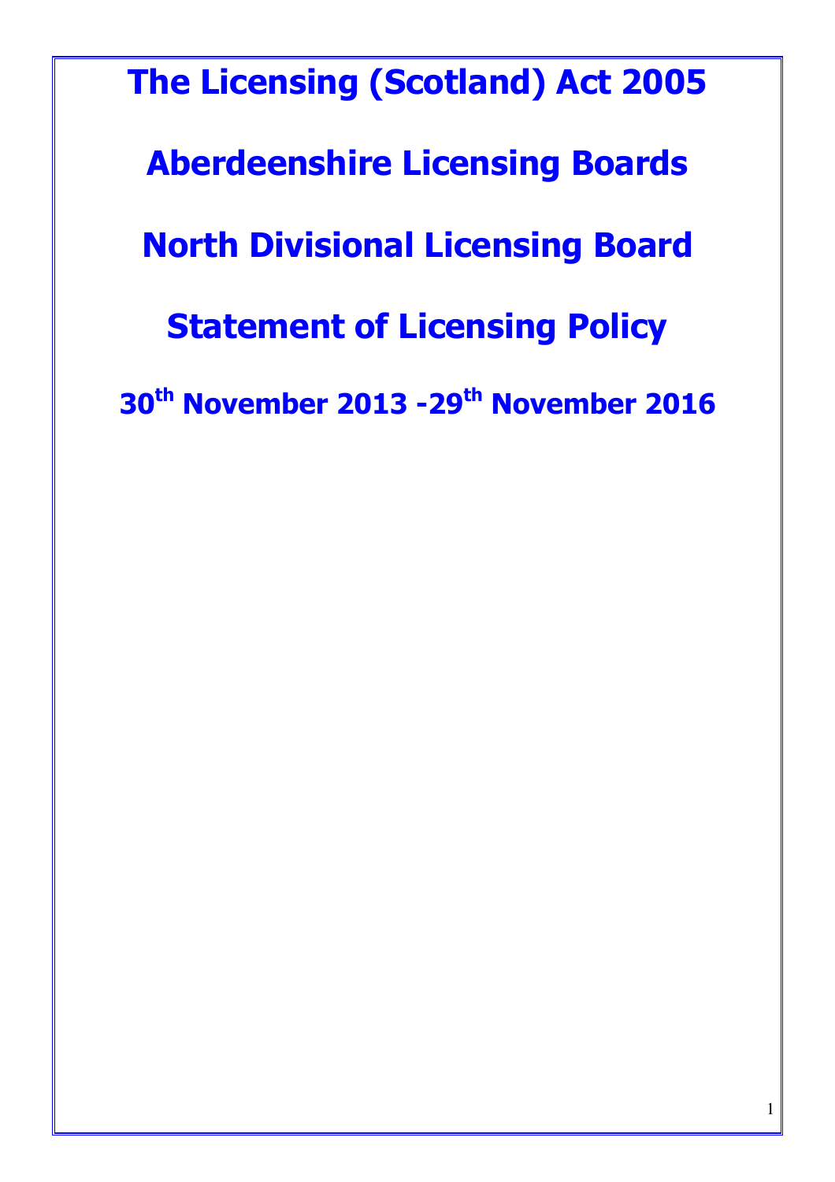# The Licensing (Scotland) Act 2005

# Aberdeenshire Licensing Boards

# North Divisional Licensing Board

# Statement of Licensing Policy

## 30th November 2013 -29th November 2016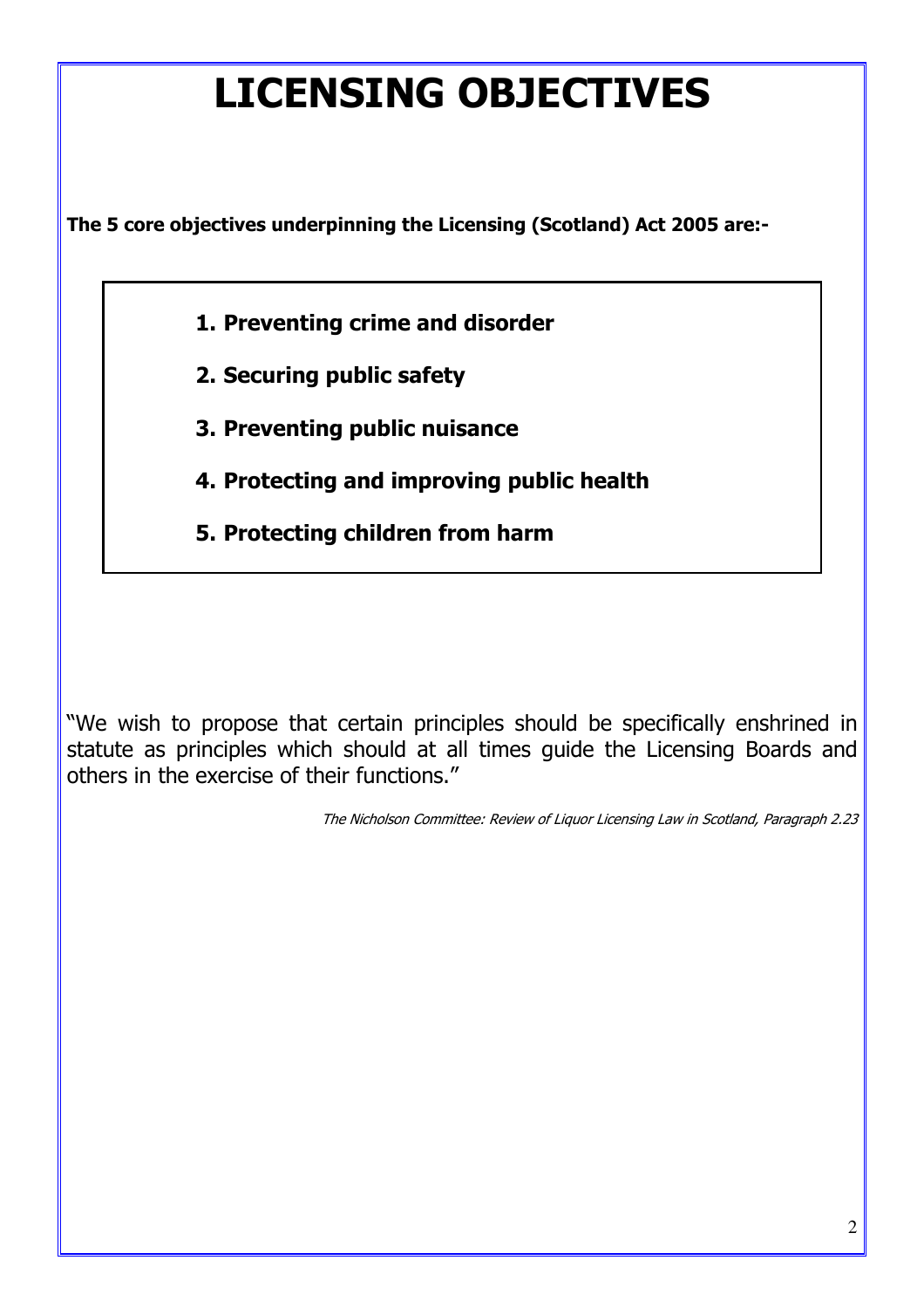# LICENSING OBJECTIVES

**The 5 core objectives underpinning the Licensing (Scotland) Act 2005 are:-**

> 1. **Preventing crime and disorder**
> 2. **Securing public safety**
> 3. **Preventing public nuisance**
> 4. **Protecting and improving public health**
> 5. **Protecting children from harm**

"We wish to propose that certain principles should be specifically enshrined in statute as principles which should at all times guide the Licensing Boards and others in the exercise of their functions."

*The Nicholson Committee: Review of Liquor Licensing Law in Scotland, Paragraph 2.23*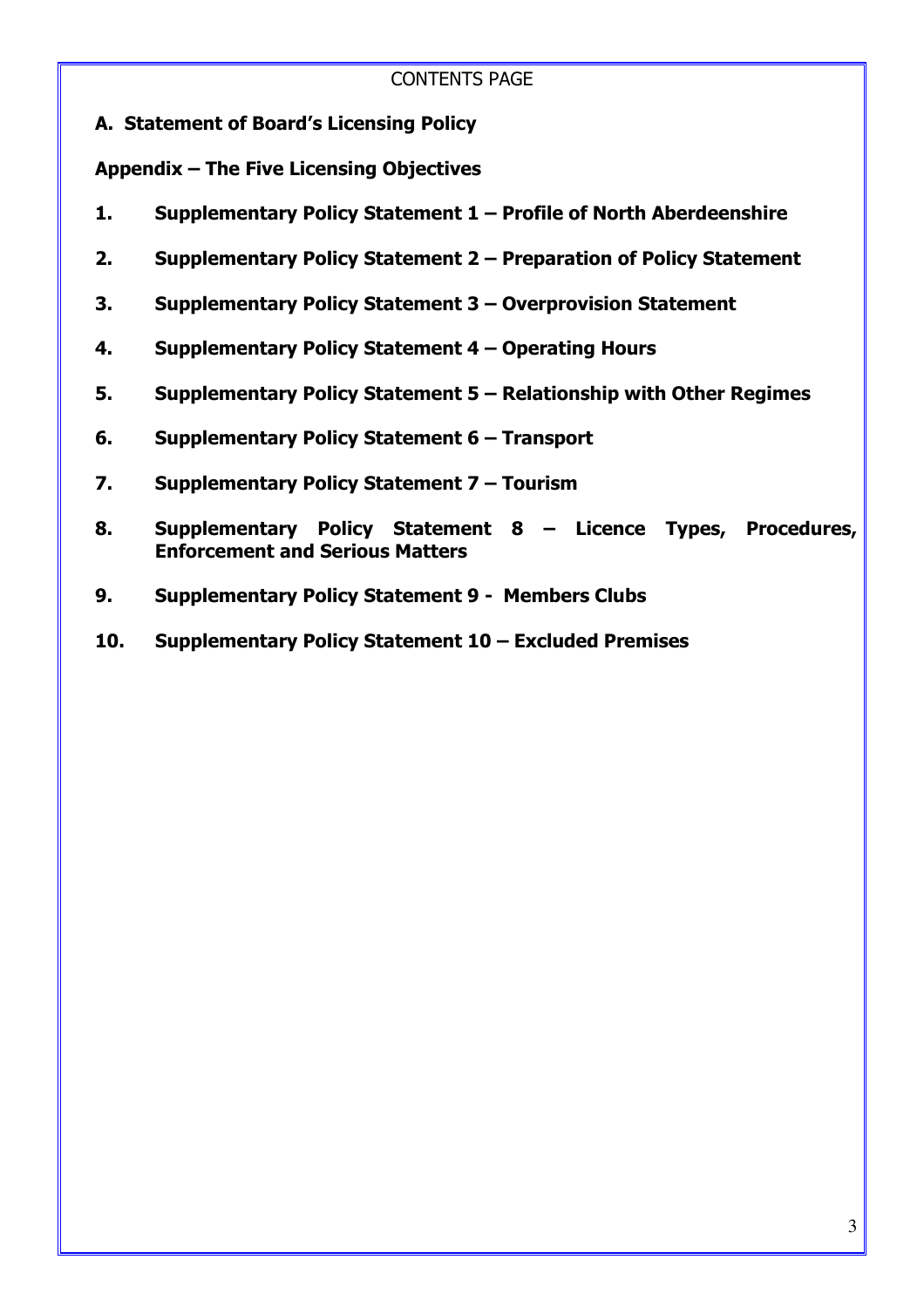## CONTENTS PAGE

**A. Statement of Board's Licensing Policy**

**Appendix – The Five Licensing Objectives**

1. **Supplementary Policy Statement 1 – Profile of North Aberdeenshire**
2. **Supplementary Policy Statement 2 – Preparation of Policy Statement**
3. **Supplementary Policy Statement 3 – Overprovision Statement**
4. **Supplementary Policy Statement 4 – Operating Hours**
5. **Supplementary Policy Statement 5 – Relationship with Other Regimes**
6. **Supplementary Policy Statement 6 – Transport**
7. **Supplementary Policy Statement 7 – Tourism**
8. **Supplementary Policy Statement 8 – Licence Types, Procedures, Enforcement and Serious Matters**
9. **Supplementary Policy Statement 9 - Members Clubs**
10. **Supplementary Policy Statement 10 – Excluded Premises**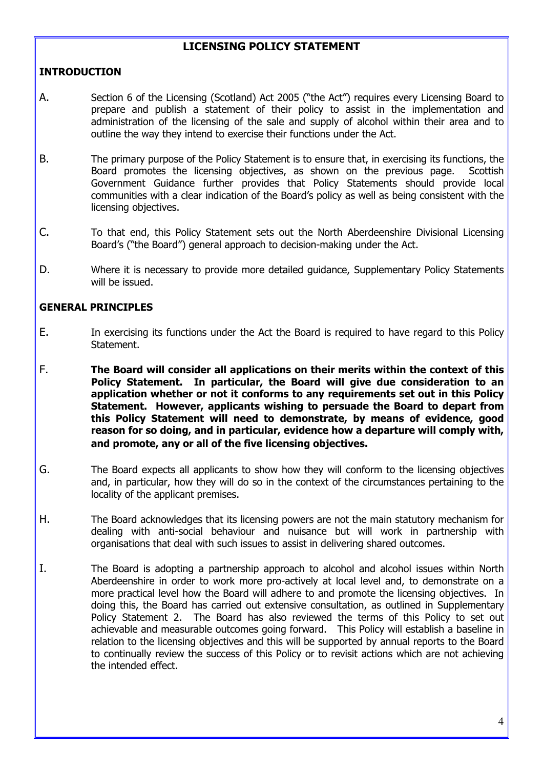# LICENSING POLICY STATEMENT

## INTRODUCTION

A. Section 6 of the Licensing (Scotland) Act 2005 ("the Act") requires every Licensing Board to prepare and publish a statement of their policy to assist in the implementation and administration of the licensing of the sale and supply of alcohol within their area and to outline the way they intend to exercise their functions under the Act.

B. The primary purpose of the Policy Statement is to ensure that, in exercising its functions, the Board promotes the licensing objectives, as shown on the previous page. Scottish Government Guidance further provides that Policy Statements should provide local communities with a clear indication of the Board's policy as well as being consistent with the licensing objectives.

C. To that end, this Policy Statement sets out the North Aberdeenshire Divisional Licensing Board's ("the Board") general approach to decision-making under the Act.

D. Where it is necessary to provide more detailed guidance, Supplementary Policy Statements will be issued.

## GENERAL PRINCIPLES

E. In exercising its functions under the Act the Board is required to have regard to this Policy Statement.

F. **The Board will consider all applications on their merits within the context of this Policy Statement. In particular, the Board will give due consideration to an application whether or not it conforms to any requirements set out in this Policy Statement. However, applicants wishing to persuade the Board to depart from this Policy Statement will need to demonstrate, by means of evidence, good reason for so doing, and in particular, evidence how a departure will comply with, and promote, any or all of the five licensing objectives.**

G. The Board expects all applicants to show how they will conform to the licensing objectives and, in particular, how they will do so in the context of the circumstances pertaining to the locality of the applicant premises.

H. The Board acknowledges that its licensing powers are not the main statutory mechanism for dealing with anti-social behaviour and nuisance but will work in partnership with organisations that deal with such issues to assist in delivering shared outcomes.

I. The Board is adopting a partnership approach to alcohol and alcohol issues within North Aberdeenshire in order to work more pro-actively at local level and, to demonstrate on a more practical level how the Board will adhere to and promote the licensing objectives. In doing this, the Board has carried out extensive consultation, as outlined in Supplementary Policy Statement 2. The Board has also reviewed the terms of this Policy to set out achievable and measurable outcomes going forward. This Policy will establish a baseline in relation to the licensing objectives and this will be supported by annual reports to the Board to continually review the success of this Policy or to revisit actions which are not achieving the intended effect.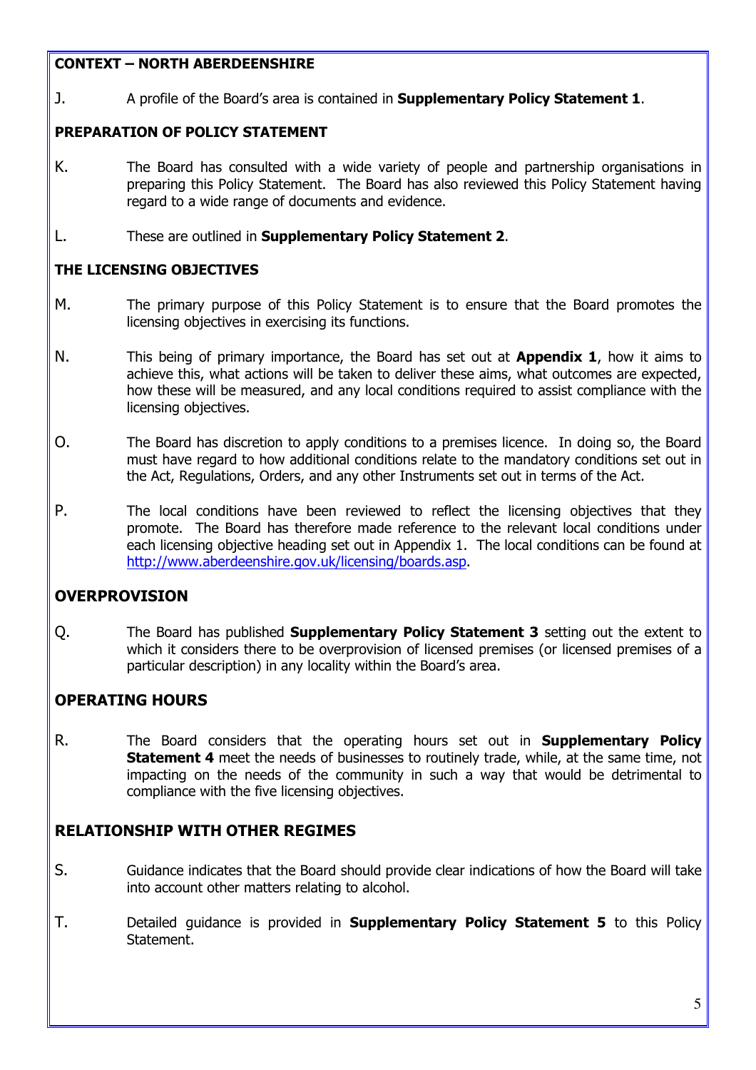## CONTEXT – NORTH ABERDEENSHIRE

J. A profile of the Board's area is contained in **Supplementary Policy Statement 1**.

## PREPARATION OF POLICY STATEMENT

K. The Board has consulted with a wide variety of people and partnership organisations in preparing this Policy Statement. The Board has also reviewed this Policy Statement having regard to a wide range of documents and evidence.

L. These are outlined in **Supplementary Policy Statement 2**.

## THE LICENSING OBJECTIVES

M. The primary purpose of this Policy Statement is to ensure that the Board promotes the licensing objectives in exercising its functions.

N. This being of primary importance, the Board has set out at **Appendix 1**, how it aims to achieve this, what actions will be taken to deliver these aims, what outcomes are expected, how these will be measured, and any local conditions required to assist compliance with the licensing objectives.

O. The Board has discretion to apply conditions to a premises licence. In doing so, the Board must have regard to how additional conditions relate to the mandatory conditions set out in the Act, Regulations, Orders, and any other Instruments set out in terms of the Act.

P. The local conditions have been reviewed to reflect the licensing objectives that they promote. The Board has therefore made reference to the relevant local conditions under each licensing objective heading set out in Appendix 1. The local conditions can be found at http://www.aberdeenshire.gov.uk/licensing/boards.asp.

## OVERPROVISION

Q. The Board has published **Supplementary Policy Statement 3** setting out the extent to which it considers there to be overprovision of licensed premises (or licensed premises of a particular description) in any locality within the Board's area.

## OPERATING HOURS

R. The Board considers that the operating hours set out in **Supplementary Policy Statement 4** meet the needs of businesses to routinely trade, while, at the same time, not impacting on the needs of the community in such a way that would be detrimental to compliance with the five licensing objectives.

## RELATIONSHIP WITH OTHER REGIMES

S. Guidance indicates that the Board should provide clear indications of how the Board will take into account other matters relating to alcohol.

T. Detailed guidance is provided in **Supplementary Policy Statement 5** to this Policy Statement.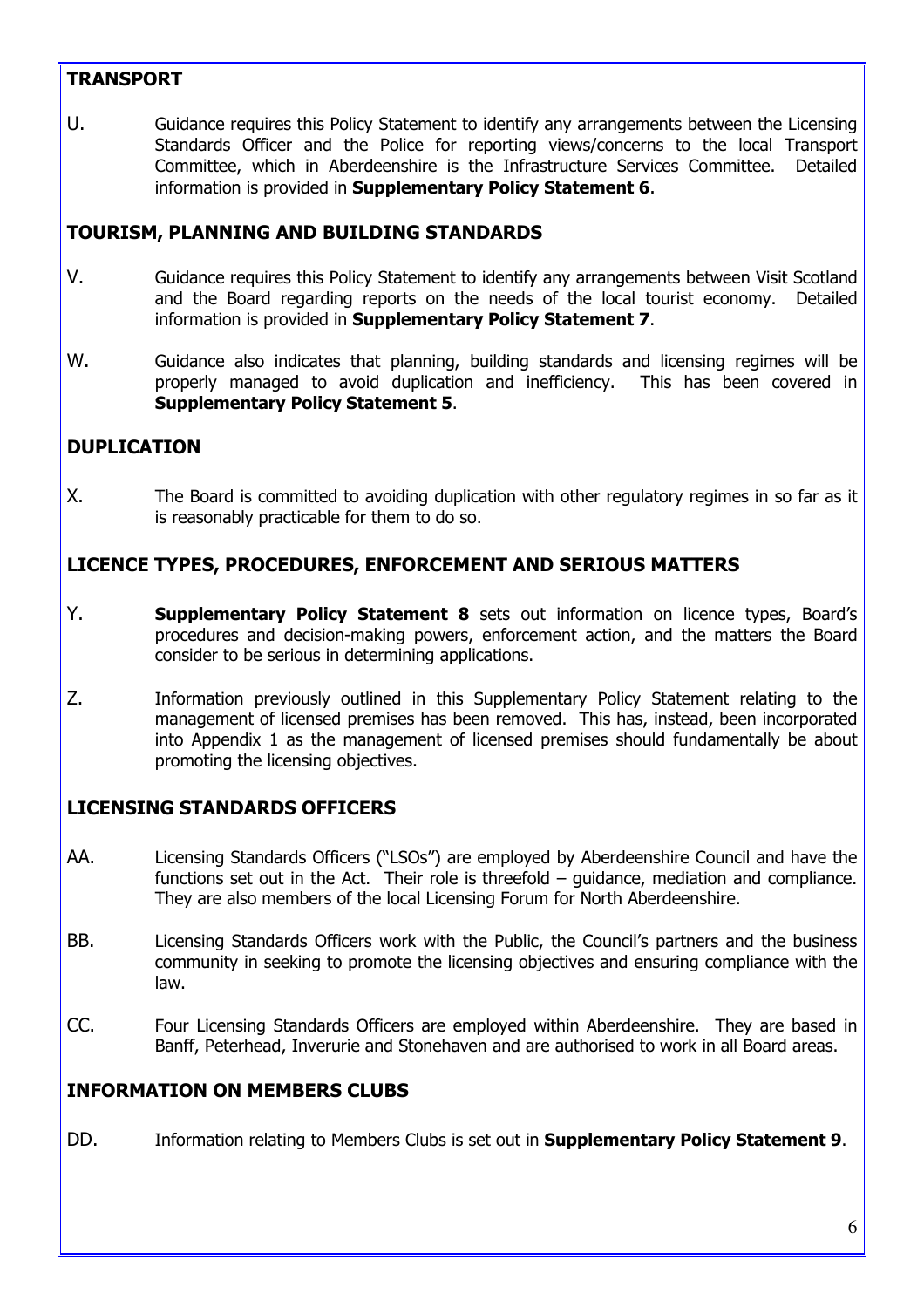## TRANSPORT

U. Guidance requires this Policy Statement to identify any arrangements between the Licensing Standards Officer and the Police for reporting views/concerns to the local Transport Committee, which in Aberdeenshire is the Infrastructure Services Committee. Detailed information is provided in **Supplementary Policy Statement 6**.

## TOURISM, PLANNING AND BUILDING STANDARDS

V. Guidance requires this Policy Statement to identify any arrangements between Visit Scotland and the Board regarding reports on the needs of the local tourist economy. Detailed information is provided in **Supplementary Policy Statement 7**.

W. Guidance also indicates that planning, building standards and licensing regimes will be properly managed to avoid duplication and inefficiency. This has been covered in **Supplementary Policy Statement 5**.

## DUPLICATION

X. The Board is committed to avoiding duplication with other regulatory regimes in so far as it is reasonably practicable for them to do so.

## LICENCE TYPES, PROCEDURES, ENFORCEMENT AND SERIOUS MATTERS

Y. **Supplementary Policy Statement 8** sets out information on licence types, Board's procedures and decision-making powers, enforcement action, and the matters the Board consider to be serious in determining applications.

Z. Information previously outlined in this Supplementary Policy Statement relating to the management of licensed premises has been removed. This has, instead, been incorporated into Appendix 1 as the management of licensed premises should fundamentally be about promoting the licensing objectives.

## LICENSING STANDARDS OFFICERS

AA. Licensing Standards Officers ("LSOs") are employed by Aberdeenshire Council and have the functions set out in the Act. Their role is threefold – guidance, mediation and compliance. They are also members of the local Licensing Forum for North Aberdeenshire.

BB. Licensing Standards Officers work with the Public, the Council's partners and the business community in seeking to promote the licensing objectives and ensuring compliance with the law.

CC. Four Licensing Standards Officers are employed within Aberdeenshire. They are based in Banff, Peterhead, Inverurie and Stonehaven and are authorised to work in all Board areas.

## INFORMATION ON MEMBERS CLUBS

DD. Information relating to Members Clubs is set out in **Supplementary Policy Statement 9**.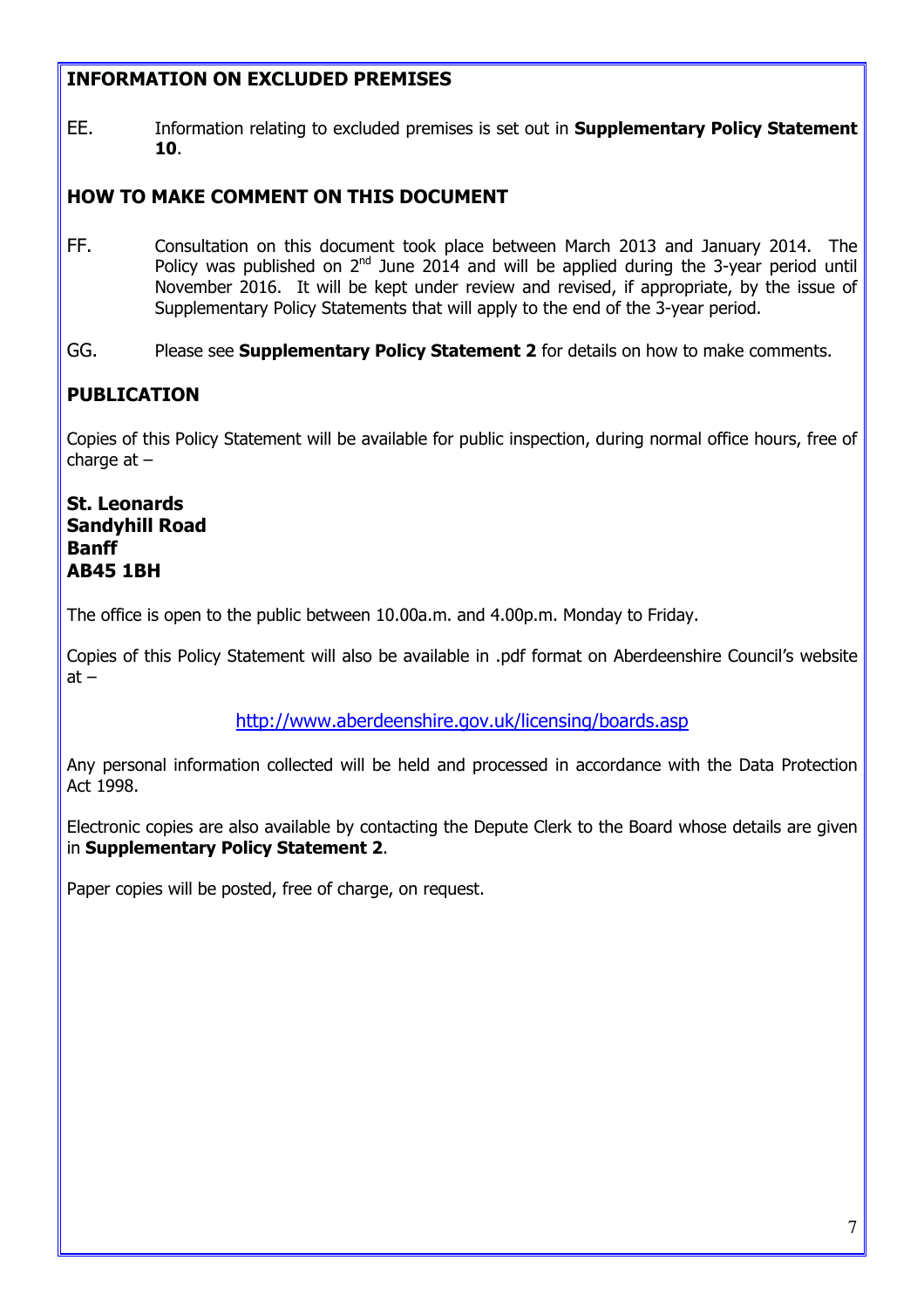## INFORMATION ON EXCLUDED PREMISES

EE. Information relating to excluded premises is set out in **Supplementary Policy Statement 10**.

## HOW TO MAKE COMMENT ON THIS DOCUMENT

FF. Consultation on this document took place between March 2013 and January 2014. The Policy was published on 2nd June 2014 and will be applied during the 3-year period until November 2016. It will be kept under review and revised, if appropriate, by the issue of Supplementary Policy Statements that will apply to the end of the 3-year period.

GG. Please see **Supplementary Policy Statement 2** for details on how to make comments.

## PUBLICATION

Copies of this Policy Statement will be available for public inspection, during normal office hours, free of charge at –

**St. Leonards**
**Sandyhill Road**
**Banff**
**AB45 1BH**

The office is open to the public between 10.00a.m. and 4.00p.m. Monday to Friday.

Copies of this Policy Statement will also be available in .pdf format on Aberdeenshire Council's website at –

http://www.aberdeenshire.gov.uk/licensing/boards.asp

Any personal information collected will be held and processed in accordance with the Data Protection Act 1998.

Electronic copies are also available by contacting the Depute Clerk to the Board whose details are given in **Supplementary Policy Statement 2**.

Paper copies will be posted, free of charge, on request.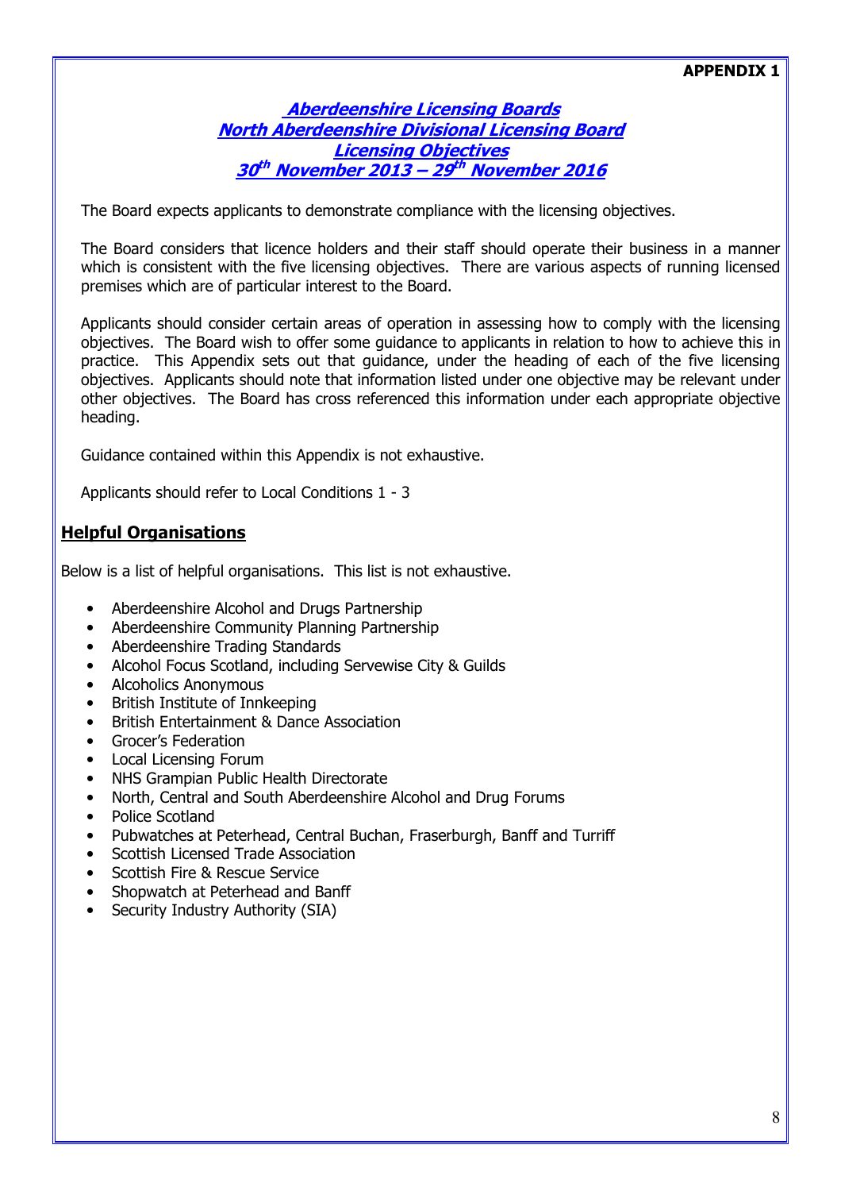**APPENDIX 1**

# Aberdeenshire Licensing Boards
# North Aberdeenshire Divisional Licensing Board
# Licensing Objectives
# 30th November 2013 – 29th November 2016

The Board expects applicants to demonstrate compliance with the licensing objectives.

The Board considers that licence holders and their staff should operate their business in a manner which is consistent with the five licensing objectives. There are various aspects of running licensed premises which are of particular interest to the Board.

Applicants should consider certain areas of operation in assessing how to comply with the licensing objectives. The Board wish to offer some guidance to applicants in relation to how to achieve this in practice. This Appendix sets out that guidance, under the heading of each of the five licensing objectives. Applicants should note that information listed under one objective may be relevant under other objectives. The Board has cross referenced this information under each appropriate objective heading.

Guidance contained within this Appendix is not exhaustive.

Applicants should refer to Local Conditions 1 - 3

## Helpful Organisations

Below is a list of helpful organisations. This list is not exhaustive.

- Aberdeenshire Alcohol and Drugs Partnership
- Aberdeenshire Community Planning Partnership
- Aberdeenshire Trading Standards
- Alcohol Focus Scotland, including Servewise City & Guilds
- Alcoholics Anonymous
- British Institute of Innkeeping
- British Entertainment & Dance Association
- Grocer's Federation
- Local Licensing Forum
- NHS Grampian Public Health Directorate
- North, Central and South Aberdeenshire Alcohol and Drug Forums
- Police Scotland
- Pubwatches at Peterhead, Central Buchan, Fraserburgh, Banff and Turriff
- Scottish Licensed Trade Association
- Scottish Fire & Rescue Service
- Shopwatch at Peterhead and Banff
- Security Industry Authority (SIA)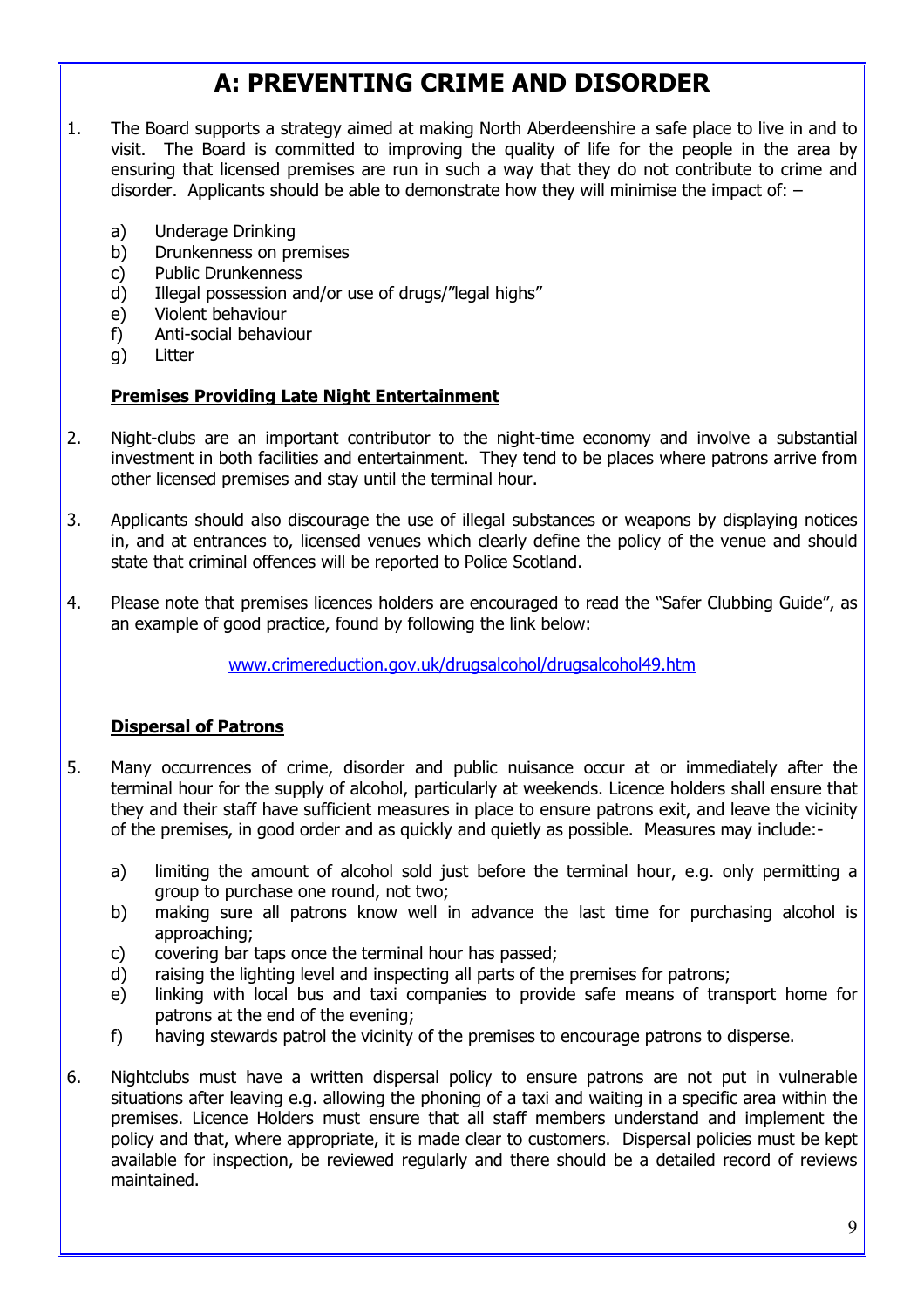# A: PREVENTING CRIME AND DISORDER

1. The Board supports a strategy aimed at making North Aberdeenshire a safe place to live in and to visit. The Board is committed to improving the quality of life for the people in the area by ensuring that licensed premises are run in such a way that they do not contribute to crime and disorder. Applicants should be able to demonstrate how they will minimise the impact of: –

   a) Underage Drinking
   b) Drunkenness on premises
   c) Public Drunkenness
   d) Illegal possession and/or use of drugs/"legal highs"
   e) Violent behaviour
   f) Anti-social behaviour
   g) Litter

**Premises Providing Late Night Entertainment**

2. Night-clubs are an important contributor to the night-time economy and involve a substantial investment in both facilities and entertainment. They tend to be places where patrons arrive from other licensed premises and stay until the terminal hour.

3. Applicants should also discourage the use of illegal substances or weapons by displaying notices in, and at entrances to, licensed venues which clearly define the policy of the venue and should state that criminal offences will be reported to Police Scotland.

4. Please note that premises licences holders are encouraged to read the "Safer Clubbing Guide", as an example of good practice, found by following the link below:

   www.crimereduction.gov.uk/drugsalcohol/drugsalcohol49.htm

**Dispersal of Patrons**

5. Many occurrences of crime, disorder and public nuisance occur at or immediately after the terminal hour for the supply of alcohol, particularly at weekends. Licence holders shall ensure that they and their staff have sufficient measures in place to ensure patrons exit, and leave the vicinity of the premises, in good order and as quickly and quietly as possible. Measures may include:-

   a) limiting the amount of alcohol sold just before the terminal hour, e.g. only permitting a group to purchase one round, not two;
   b) making sure all patrons know well in advance the last time for purchasing alcohol is approaching;
   c) covering bar taps once the terminal hour has passed;
   d) raising the lighting level and inspecting all parts of the premises for patrons;
   e) linking with local bus and taxi companies to provide safe means of transport home for patrons at the end of the evening;
   f) having stewards patrol the vicinity of the premises to encourage patrons to disperse.

6. Nightclubs must have a written dispersal policy to ensure patrons are not put in vulnerable situations after leaving e.g. allowing the phoning of a taxi and waiting in a specific area within the premises. Licence Holders must ensure that all staff members understand and implement the policy and that, where appropriate, it is made clear to customers. Dispersal policies must be kept available for inspection, be reviewed regularly and there should be a detailed record of reviews maintained.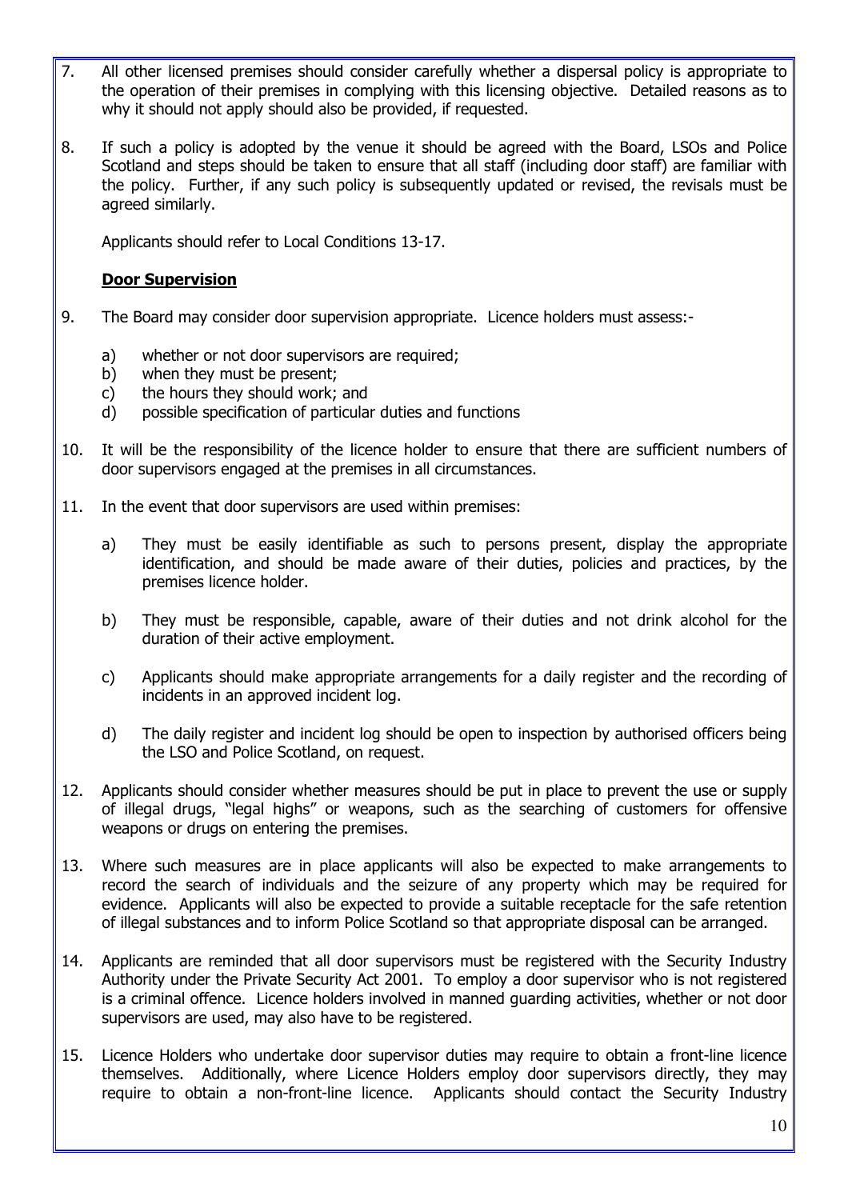7. All other licensed premises should consider carefully whether a dispersal policy is appropriate to the operation of their premises in complying with this licensing objective. Detailed reasons as to why it should not apply should also be provided, if requested.

8. If such a policy is adopted by the venue it should be agreed with the Board, LSOs and Police Scotland and steps should be taken to ensure that all staff (including door staff) are familiar with the policy. Further, if any such policy is subsequently updated or revised, the revisals must be agreed similarly.

   Applicants should refer to Local Conditions 13-17.

   **Door Supervision**

9. The Board may consider door supervision appropriate. Licence holders must assess:-

   a) whether or not door supervisors are required;
   b) when they must be present;
   c) the hours they should work; and
   d) possible specification of particular duties and functions

10. It will be the responsibility of the licence holder to ensure that there are sufficient numbers of door supervisors engaged at the premises in all circumstances.

11. In the event that door supervisors are used within premises:

    a) They must be easily identifiable as such to persons present, display the appropriate identification, and should be made aware of their duties, policies and practices, by the premises licence holder.

    b) They must be responsible, capable, aware of their duties and not drink alcohol for the duration of their active employment.

    c) Applicants should make appropriate arrangements for a daily register and the recording of incidents in an approved incident log.

    d) The daily register and incident log should be open to inspection by authorised officers being the LSO and Police Scotland, on request.

12. Applicants should consider whether measures should be put in place to prevent the use or supply of illegal drugs, "legal highs" or weapons, such as the searching of customers for offensive weapons or drugs on entering the premises.

13. Where such measures are in place applicants will also be expected to make arrangements to record the search of individuals and the seizure of any property which may be required for evidence. Applicants will also be expected to provide a suitable receptacle for the safe retention of illegal substances and to inform Police Scotland so that appropriate disposal can be arranged.

14. Applicants are reminded that all door supervisors must be registered with the Security Industry Authority under the Private Security Act 2001. To employ a door supervisor who is not registered is a criminal offence. Licence holders involved in manned guarding activities, whether or not door supervisors are used, may also have to be registered.

15. Licence Holders who undertake door supervisor duties may require to obtain a front-line licence themselves. Additionally, where Licence Holders employ door supervisors directly, they may require to obtain a non-front-line licence. Applicants should contact the Security Industry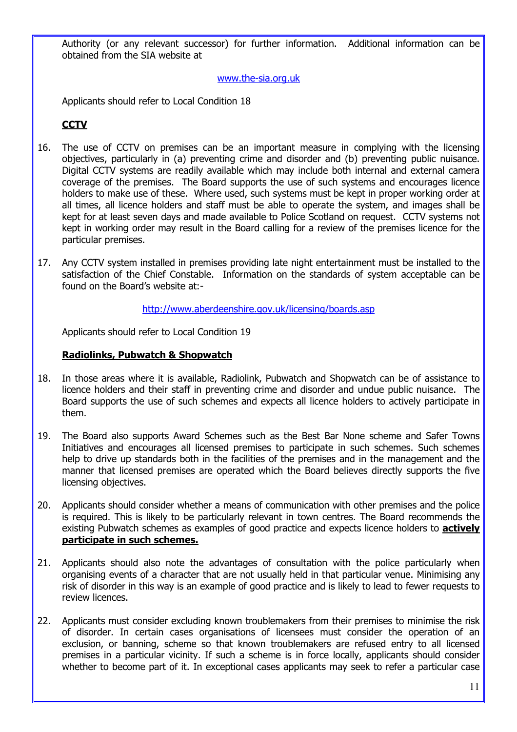Authority (or any relevant successor) for further information. Additional information can be obtained from the SIA website at

www.the-sia.org.uk

Applicants should refer to Local Condition 18

**CCTV**

16. The use of CCTV on premises can be an important measure in complying with the licensing objectives, particularly in (a) preventing crime and disorder and (b) preventing public nuisance. Digital CCTV systems are readily available which may include both internal and external camera coverage of the premises. The Board supports the use of such systems and encourages licence holders to make use of these. Where used, such systems must be kept in proper working order at all times, all licence holders and staff must be able to operate the system, and images shall be kept for at least seven days and made available to Police Scotland on request. CCTV systems not kept in working order may result in the Board calling for a review of the premises licence for the particular premises.

17. Any CCTV system installed in premises providing late night entertainment must be installed to the satisfaction of the Chief Constable. Information on the standards of system acceptable can be found on the Board's website at:-

http://www.aberdeenshire.gov.uk/licensing/boards.asp

Applicants should refer to Local Condition 19

**Radiolinks, Pubwatch & Shopwatch**

18. In those areas where it is available, Radiolink, Pubwatch and Shopwatch can be of assistance to licence holders and their staff in preventing crime and disorder and undue public nuisance. The Board supports the use of such schemes and expects all licence holders to actively participate in them.

19. The Board also supports Award Schemes such as the Best Bar None scheme and Safer Towns Initiatives and encourages all licensed premises to participate in such schemes. Such schemes help to drive up standards both in the facilities of the premises and in the management and the manner that licensed premises are operated which the Board believes directly supports the five licensing objectives.

20. Applicants should consider whether a means of communication with other premises and the police is required. This is likely to be particularly relevant in town centres. The Board recommends the existing Pubwatch schemes as examples of good practice and expects licence holders to **actively participate in such schemes.**

21. Applicants should also note the advantages of consultation with the police particularly when organising events of a character that are not usually held in that particular venue. Minimising any risk of disorder in this way is an example of good practice and is likely to lead to fewer requests to review licences.

22. Applicants must consider excluding known troublemakers from their premises to minimise the risk of disorder. In certain cases organisations of licensees must consider the operation of an exclusion, or banning, scheme so that known troublemakers are refused entry to all licensed premises in a particular vicinity. If such a scheme is in force locally, applicants should consider whether to become part of it. In exceptional cases applicants may seek to refer a particular case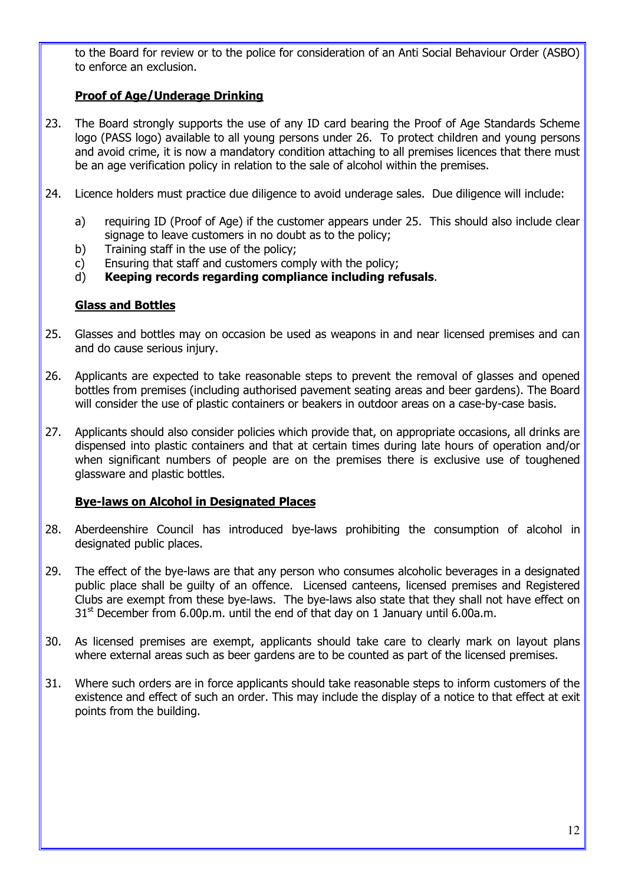to the Board for review or to the police for consideration of an Anti Social Behaviour Order (ASBO) to enforce an exclusion.

**Proof of Age/Underage Drinking**

23. The Board strongly supports the use of any ID card bearing the Proof of Age Standards Scheme logo (PASS logo) available to all young persons under 26. To protect children and young persons and avoid crime, it is now a mandatory condition attaching to all premises licences that there must be an age verification policy in relation to the sale of alcohol within the premises.

24. Licence holders must practice due diligence to avoid underage sales. Due diligence will include:

    a) requiring ID (Proof of Age) if the customer appears under 25. This should also include clear signage to leave customers in no doubt as to the policy;
    b) Training staff in the use of the policy;
    c) Ensuring that staff and customers comply with the policy;
    d) **Keeping records regarding compliance including refusals**.

**Glass and Bottles**

25. Glasses and bottles may on occasion be used as weapons in and near licensed premises and can and do cause serious injury.

26. Applicants are expected to take reasonable steps to prevent the removal of glasses and opened bottles from premises (including authorised pavement seating areas and beer gardens). The Board will consider the use of plastic containers or beakers in outdoor areas on a case-by-case basis.

27. Applicants should also consider policies which provide that, on appropriate occasions, all drinks are dispensed into plastic containers and that at certain times during late hours of operation and/or when significant numbers of people are on the premises there is exclusive use of toughened glassware and plastic bottles.

**Bye-laws on Alcohol in Designated Places**

28. Aberdeenshire Council has introduced bye-laws prohibiting the consumption of alcohol in designated public places.

29. The effect of the bye-laws are that any person who consumes alcoholic beverages in a designated public place shall be guilty of an offence. Licensed canteens, licensed premises and Registered Clubs are exempt from these bye-laws. The bye-laws also state that they shall not have effect on 31st December from 6.00p.m. until the end of that day on 1 January until 6.00a.m.

30. As licensed premises are exempt, applicants should take care to clearly mark on layout plans where external areas such as beer gardens are to be counted as part of the licensed premises.

31. Where such orders are in force applicants should take reasonable steps to inform customers of the existence and effect of such an order. This may include the display of a notice to that effect at exit points from the building.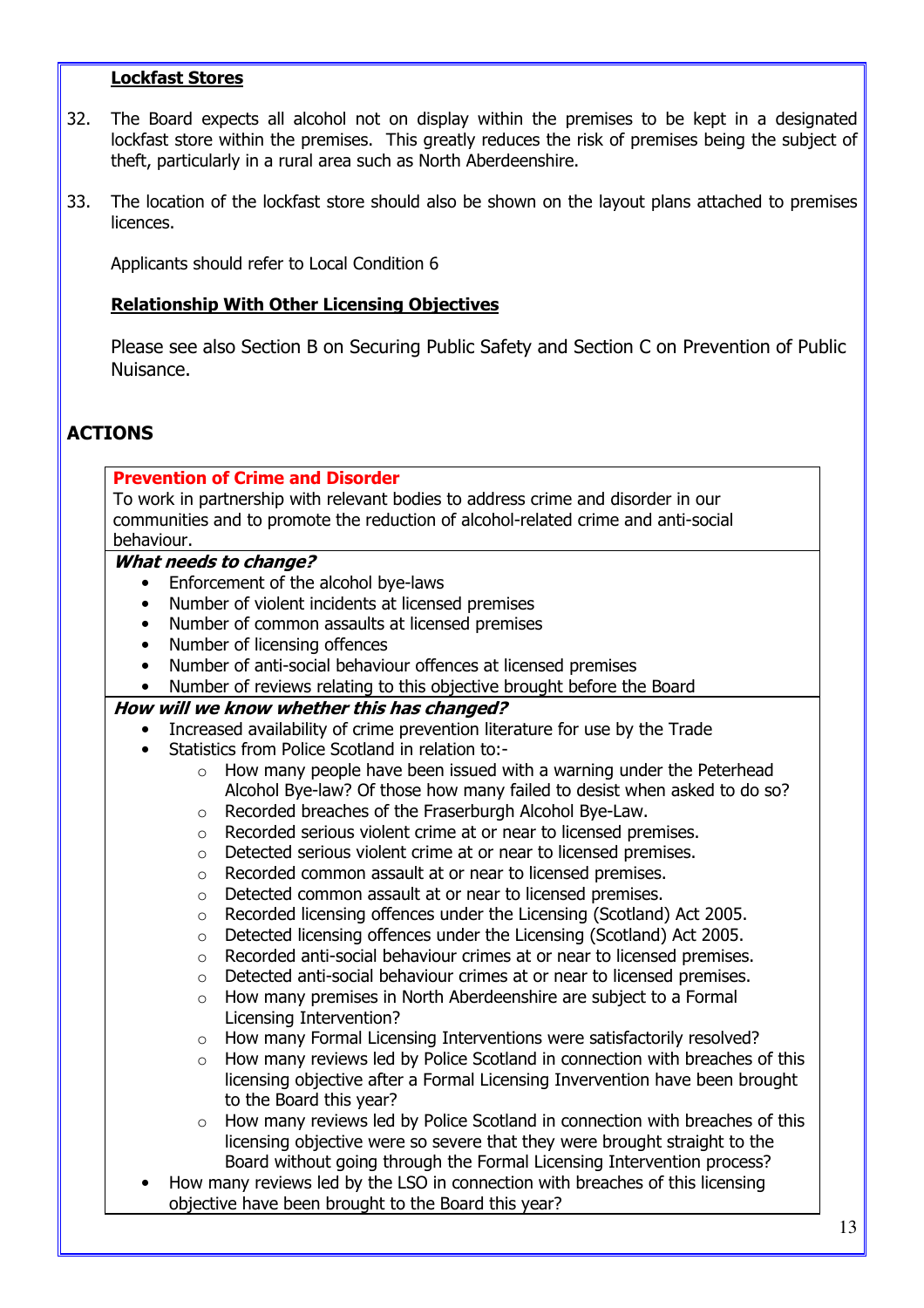**Lockfast Stores**

32. The Board expects all alcohol not on display within the premises to be kept in a designated lockfast store within the premises. This greatly reduces the risk of premises being the subject of theft, particularly in a rural area such as North Aberdeenshire.

33. The location of the lockfast store should also be shown on the layout plans attached to premises licences.

Applicants should refer to Local Condition 6

**Relationship With Other Licensing Objectives**

Please see also Section B on Securing Public Safety and Section C on Prevention of Public Nuisance.

## ACTIONS

**Prevention of Crime and Disorder**

To work in partnership with relevant bodies to address crime and disorder in our communities and to promote the reduction of alcohol-related crime and anti-social behaviour.

***What needs to change?***

- Enforcement of the alcohol bye-laws
- Number of violent incidents at licensed premises
- Number of common assaults at licensed premises
- Number of licensing offences
- Number of anti-social behaviour offences at licensed premises
- Number of reviews relating to this objective brought before the Board

***How will we know whether this has changed?***

- Increased availability of crime prevention literature for use by the Trade
- Statistics from Police Scotland in relation to:-
  - How many people have been issued with a warning under the Peterhead Alcohol Bye-law? Of those how many failed to desist when asked to do so?
  - Recorded breaches of the Fraserburgh Alcohol Bye-Law.
  - Recorded serious violent crime at or near to licensed premises.
  - Detected serious violent crime at or near to licensed premises.
  - Recorded common assault at or near to licensed premises.
  - Detected common assault at or near to licensed premises.
  - Recorded licensing offences under the Licensing (Scotland) Act 2005.
  - Detected licensing offences under the Licensing (Scotland) Act 2005.
  - Recorded anti-social behaviour crimes at or near to licensed premises.
  - Detected anti-social behaviour crimes at or near to licensed premises.
  - How many premises in North Aberdeenshire are subject to a Formal Licensing Intervention?
  - How many Formal Licensing Interventions were satisfactorily resolved?
  - How many reviews led by Police Scotland in connection with breaches of this licensing objective after a Formal Licensing Invervention have been brought to the Board this year?
  - How many reviews led by Police Scotland in connection with breaches of this licensing objective were so severe that they were brought straight to the Board without going through the Formal Licensing Intervention process?
- How many reviews led by the LSO in connection with breaches of this licensing objective have been brought to the Board this year?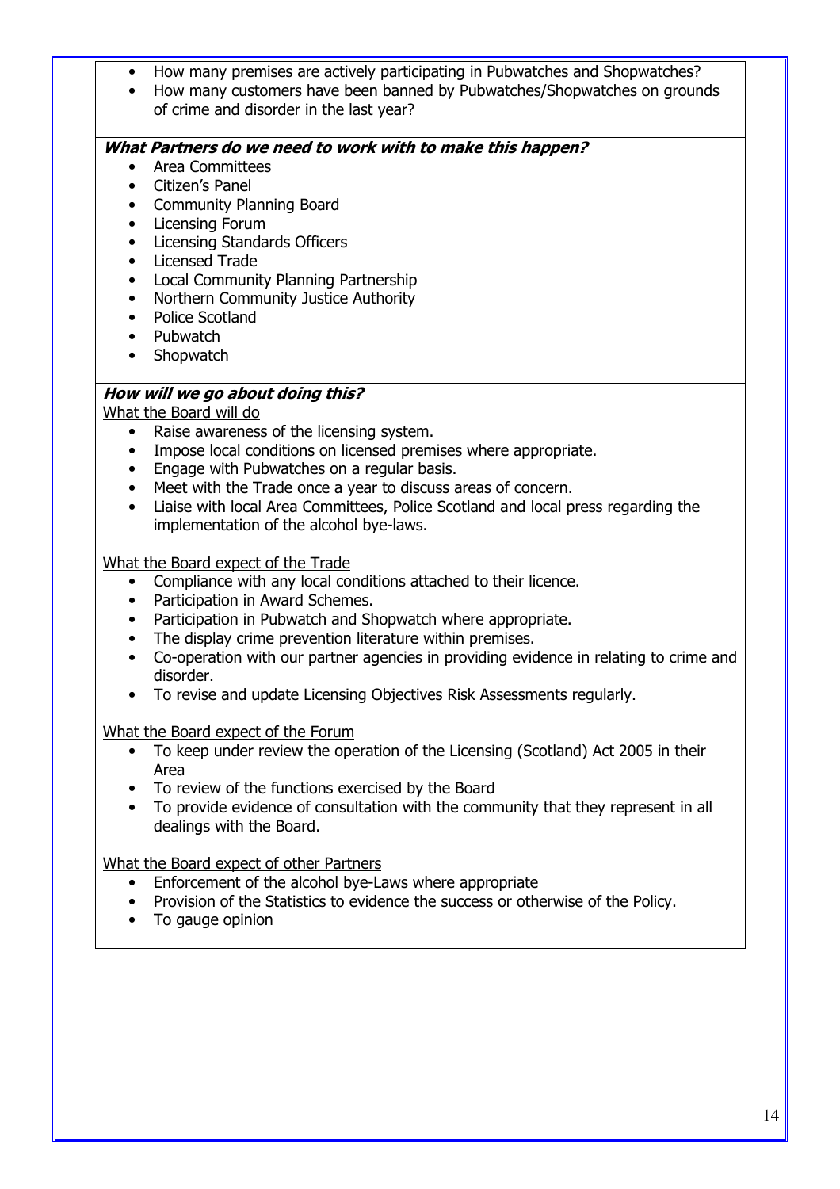- How many premises are actively participating in Pubwatches and Shopwatches?
- How many customers have been banned by Pubwatches/Shopwatches on grounds of crime and disorder in the last year?

***What Partners do we need to work with to make this happen?***

- Area Committees
- Citizen's Panel
- Community Planning Board
- Licensing Forum
- Licensing Standards Officers
- Licensed Trade
- Local Community Planning Partnership
- Northern Community Justice Authority
- Police Scotland
- Pubwatch
- Shopwatch

***How will we go about doing this?***

<u>What the Board will do</u>

- Raise awareness of the licensing system.
- Impose local conditions on licensed premises where appropriate.
- Engage with Pubwatches on a regular basis.
- Meet with the Trade once a year to discuss areas of concern.
- Liaise with local Area Committees, Police Scotland and local press regarding the implementation of the alcohol bye-laws.

<u>What the Board expect of the Trade</u>

- Compliance with any local conditions attached to their licence.
- Participation in Award Schemes.
- Participation in Pubwatch and Shopwatch where appropriate.
- The display crime prevention literature within premises.
- Co-operation with our partner agencies in providing evidence in relating to crime and disorder.
- To revise and update Licensing Objectives Risk Assessments regularly.

<u>What the Board expect of the Forum</u>

- To keep under review the operation of the Licensing (Scotland) Act 2005 in their Area
- To review of the functions exercised by the Board
- To provide evidence of consultation with the community that they represent in all dealings with the Board.

<u>What the Board expect of other Partners</u>

- Enforcement of the alcohol bye-Laws where appropriate
- Provision of the Statistics to evidence the success or otherwise of the Policy.
- To gauge opinion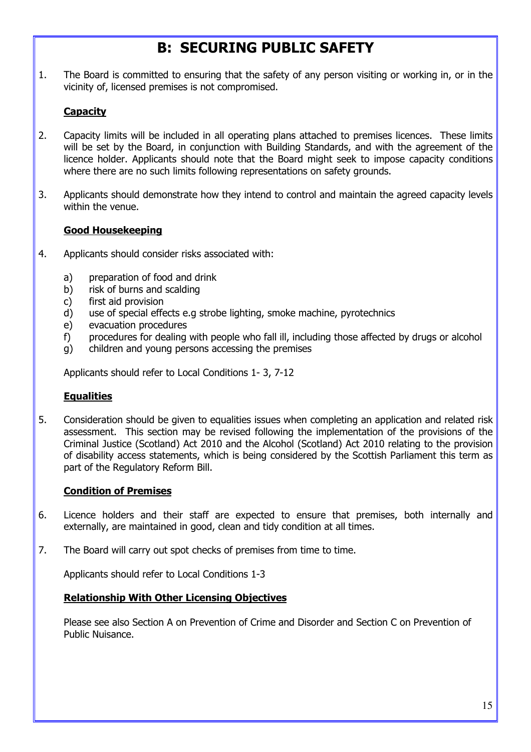# B: SECURING PUBLIC SAFETY

1. The Board is committed to ensuring that the safety of any person visiting or working in, or in the vicinity of, licensed premises is not compromised.

**Capacity**

2. Capacity limits will be included in all operating plans attached to premises licences. These limits will be set by the Board, in conjunction with Building Standards, and with the agreement of the licence holder. Applicants should note that the Board might seek to impose capacity conditions where there are no such limits following representations on safety grounds.

3. Applicants should demonstrate how they intend to control and maintain the agreed capacity levels within the venue.

**Good Housekeeping**

4. Applicants should consider risks associated with:

   a) preparation of food and drink
   b) risk of burns and scalding
   c) first aid provision
   d) use of special effects e.g strobe lighting, smoke machine, pyrotechnics
   e) evacuation procedures
   f) procedures for dealing with people who fall ill, including those affected by drugs or alcohol
   g) children and young persons accessing the premises

   Applicants should refer to Local Conditions 1- 3, 7-12

**Equalities**

5. Consideration should be given to equalities issues when completing an application and related risk assessment. This section may be revised following the implementation of the provisions of the Criminal Justice (Scotland) Act 2010 and the Alcohol (Scotland) Act 2010 relating to the provision of disability access statements, which is being considered by the Scottish Parliament this term as part of the Regulatory Reform Bill.

**Condition of Premises**

6. Licence holders and their staff are expected to ensure that premises, both internally and externally, are maintained in good, clean and tidy condition at all times.

7. The Board will carry out spot checks of premises from time to time.

   Applicants should refer to Local Conditions 1-3

**Relationship With Other Licensing Objectives**

Please see also Section A on Prevention of Crime and Disorder and Section C on Prevention of Public Nuisance.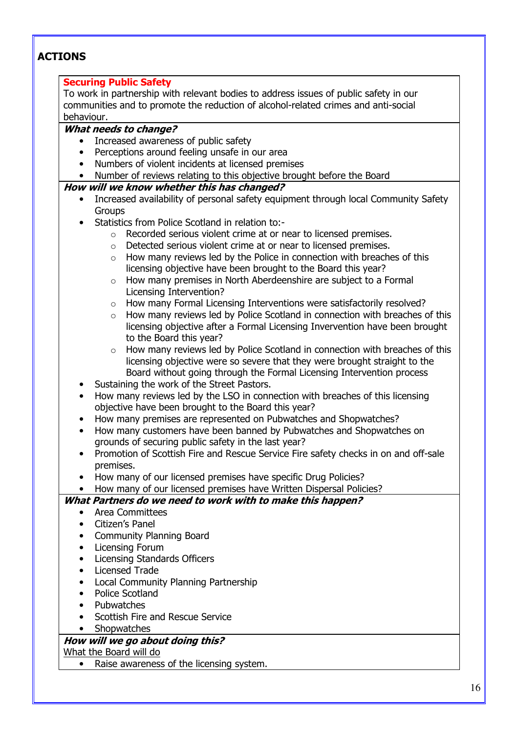## ACTIONS

**Securing Public Safety**

To work in partnership with relevant bodies to address issues of public safety in our communities and to promote the reduction of alcohol-related crimes and anti-social behaviour.

***What needs to change?***

- Increased awareness of public safety
- Perceptions around feeling unsafe in our area
- Numbers of violent incidents at licensed premises
- Number of reviews relating to this objective brought before the Board

***How will we know whether this has changed?***

- Increased availability of personal safety equipment through local Community Safety Groups
- Statistics from Police Scotland in relation to:-
  - Recorded serious violent crime at or near to licensed premises.
  - Detected serious violent crime at or near to licensed premises.
  - How many reviews led by the Police in connection with breaches of this licensing objective have been brought to the Board this year?
  - How many premises in North Aberdeenshire are subject to a Formal Licensing Intervention?
  - How many Formal Licensing Interventions were satisfactorily resolved?
  - How many reviews led by Police Scotland in connection with breaches of this licensing objective after a Formal Licensing Invervention have been brought to the Board this year?
  - How many reviews led by Police Scotland in connection with breaches of this licensing objective were so severe that they were brought straight to the Board without going through the Formal Licensing Intervention process
- Sustaining the work of the Street Pastors.
- How many reviews led by the LSO in connection with breaches of this licensing objective have been brought to the Board this year?
- How many premises are represented on Pubwatches and Shopwatches?
- How many customers have been banned by Pubwatches and Shopwatches on grounds of securing public safety in the last year?
- Promotion of Scottish Fire and Rescue Service Fire safety checks in on and off-sale premises.
- How many of our licensed premises have specific Drug Policies?
- How many of our licensed premises have Written Dispersal Policies?

***What Partners do we need to work with to make this happen?***

- Area Committees
- Citizen's Panel
- Community Planning Board
- Licensing Forum
- Licensing Standards Officers
- Licensed Trade
- Local Community Planning Partnership
- Police Scotland
- Pubwatches
- Scottish Fire and Rescue Service
- Shopwatches

***How will we go about doing this?***

What the Board will do

- Raise awareness of the licensing system.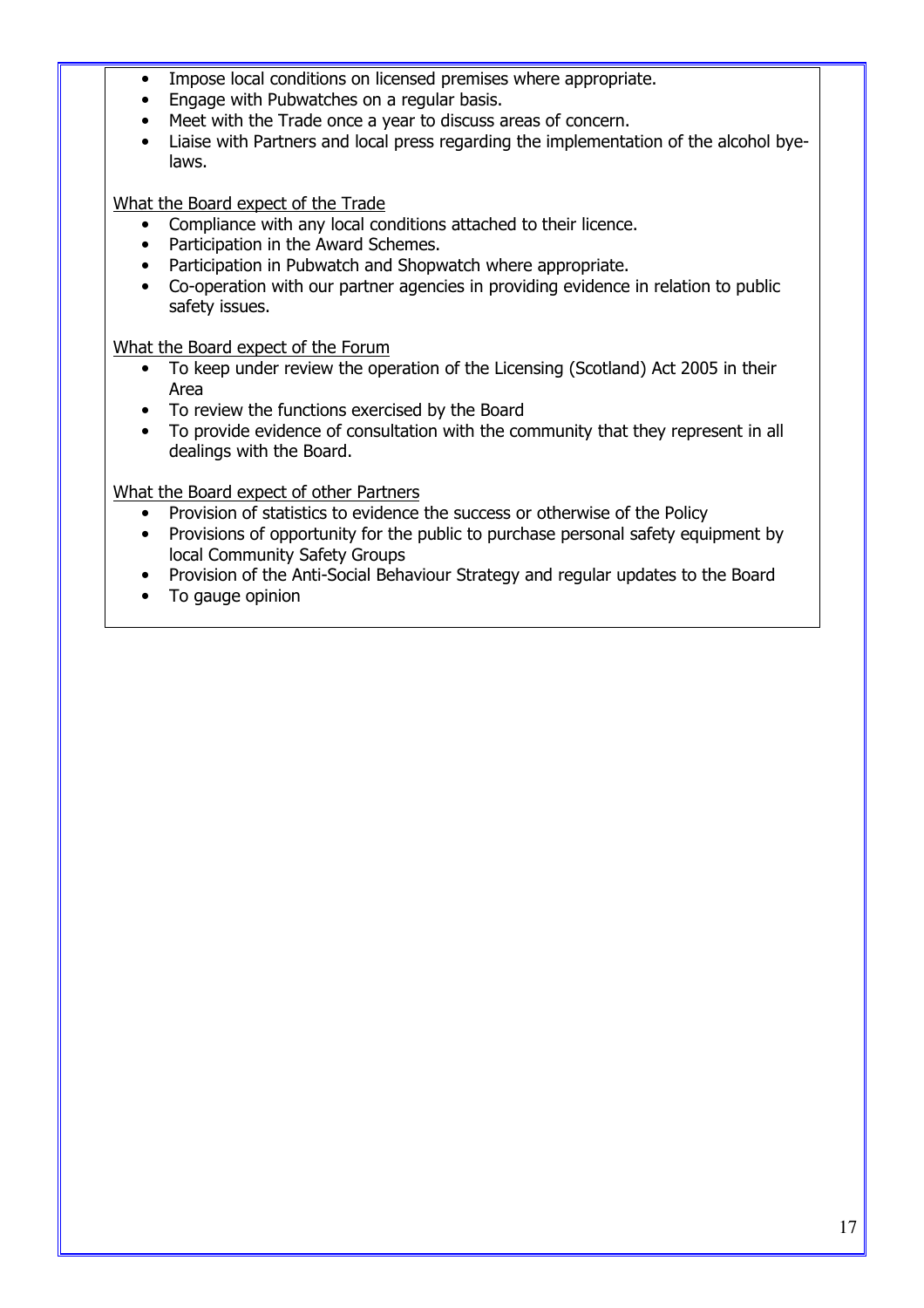- Impose local conditions on licensed premises where appropriate.
- Engage with Pubwatches on a regular basis.
- Meet with the Trade once a year to discuss areas of concern.
- Liaise with Partners and local press regarding the implementation of the alcohol bye-laws.

<u>What the Board expect of the Trade</u>

- Compliance with any local conditions attached to their licence.
- Participation in the Award Schemes.
- Participation in Pubwatch and Shopwatch where appropriate.
- Co-operation with our partner agencies in providing evidence in relation to public safety issues.

<u>What the Board expect of the Forum</u>

- To keep under review the operation of the Licensing (Scotland) Act 2005 in their Area
- To review the functions exercised by the Board
- To provide evidence of consultation with the community that they represent in all dealings with the Board.

<u>What the Board expect of other Partners</u>

- Provision of statistics to evidence the success or otherwise of the Policy
- Provisions of opportunity for the public to purchase personal safety equipment by local Community Safety Groups
- Provision of the Anti-Social Behaviour Strategy and regular updates to the Board
- To gauge opinion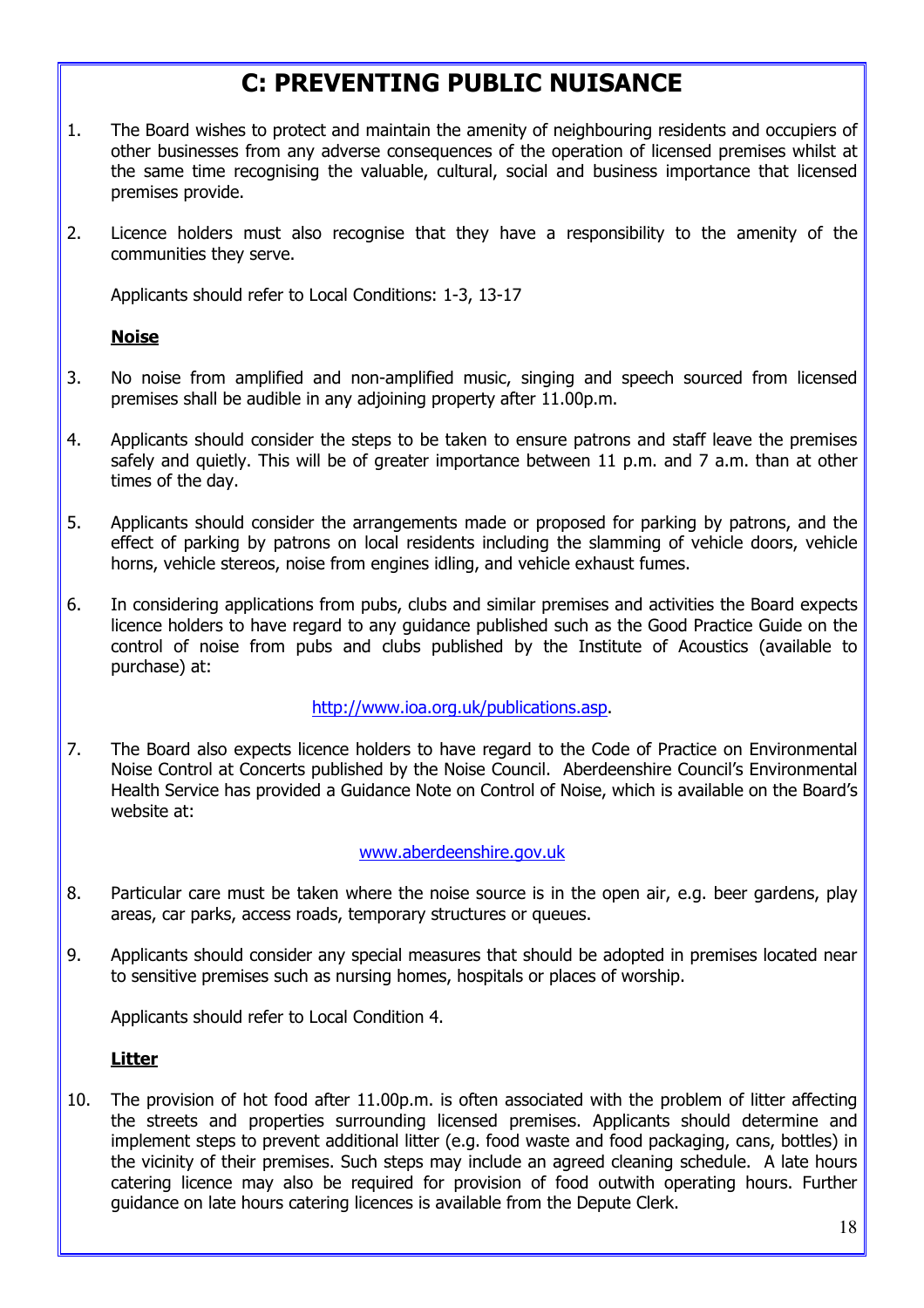# C: PREVENTING PUBLIC NUISANCE

1. The Board wishes to protect and maintain the amenity of neighbouring residents and occupiers of other businesses from any adverse consequences of the operation of licensed premises whilst at the same time recognising the valuable, cultural, social and business importance that licensed premises provide.

2. Licence holders must also recognise that they have a responsibility to the amenity of the communities they serve.

   Applicants should refer to Local Conditions: 1-3, 13-17

## Noise

3. No noise from amplified and non-amplified music, singing and speech sourced from licensed premises shall be audible in any adjoining property after 11.00p.m.

4. Applicants should consider the steps to be taken to ensure patrons and staff leave the premises safely and quietly. This will be of greater importance between 11 p.m. and 7 a.m. than at other times of the day.

5. Applicants should consider the arrangements made or proposed for parking by patrons, and the effect of parking by patrons on local residents including the slamming of vehicle doors, vehicle horns, vehicle stereos, noise from engines idling, and vehicle exhaust fumes.

6. In considering applications from pubs, clubs and similar premises and activities the Board expects licence holders to have regard to any guidance published such as the Good Practice Guide on the control of noise from pubs and clubs published by the Institute of Acoustics (available to purchase) at:

   http://www.ioa.org.uk/publications.asp.

7. The Board also expects licence holders to have regard to the Code of Practice on Environmental Noise Control at Concerts published by the Noise Council. Aberdeenshire Council's Environmental Health Service has provided a Guidance Note on Control of Noise, which is available on the Board's website at:

   www.aberdeenshire.gov.uk

8. Particular care must be taken where the noise source is in the open air, e.g. beer gardens, play areas, car parks, access roads, temporary structures or queues.

9. Applicants should consider any special measures that should be adopted in premises located near to sensitive premises such as nursing homes, hospitals or places of worship.

   Applicants should refer to Local Condition 4.

## Litter

10. The provision of hot food after 11.00p.m. is often associated with the problem of litter affecting the streets and properties surrounding licensed premises. Applicants should determine and implement steps to prevent additional litter (e.g. food waste and food packaging, cans, bottles) in the vicinity of their premises. Such steps may include an agreed cleaning schedule. A late hours catering licence may also be required for provision of food outwith operating hours. Further guidance on late hours catering licences is available from the Depute Clerk.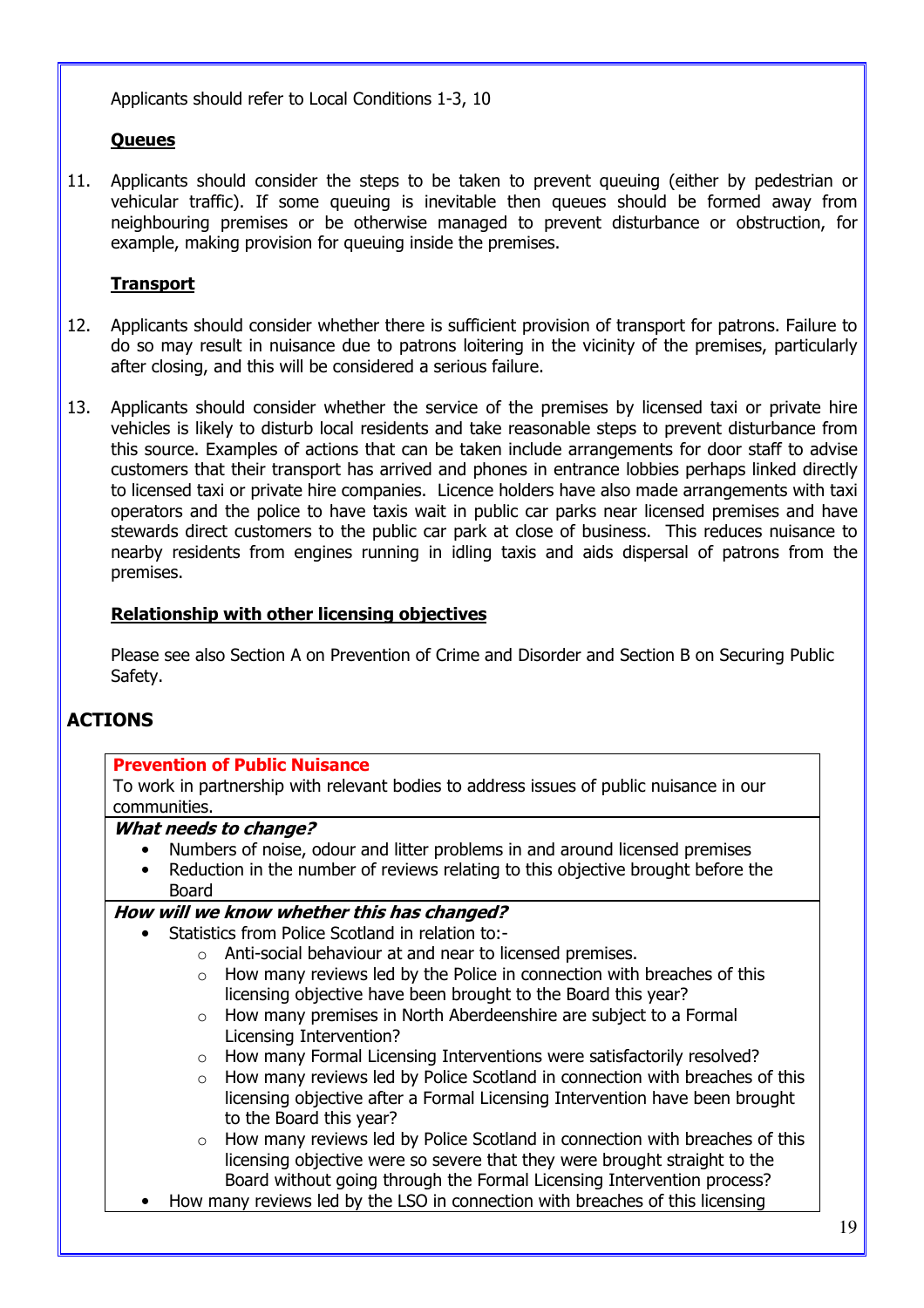Applicants should refer to Local Conditions 1-3, 10

**Queues**

11. Applicants should consider the steps to be taken to prevent queuing (either by pedestrian or vehicular traffic). If some queuing is inevitable then queues should be formed away from neighbouring premises or be otherwise managed to prevent disturbance or obstruction, for example, making provision for queuing inside the premises.

**Transport**

12. Applicants should consider whether there is sufficient provision of transport for patrons. Failure to do so may result in nuisance due to patrons loitering in the vicinity of the premises, particularly after closing, and this will be considered a serious failure.

13. Applicants should consider whether the service of the premises by licensed taxi or private hire vehicles is likely to disturb local residents and take reasonable steps to prevent disturbance from this source. Examples of actions that can be taken include arrangements for door staff to advise customers that their transport has arrived and phones in entrance lobbies perhaps linked directly to licensed taxi or private hire companies. Licence holders have also made arrangements with taxi operators and the police to have taxis wait in public car parks near licensed premises and have stewards direct customers to the public car park at close of business. This reduces nuisance to nearby residents from engines running in idling taxis and aids dispersal of patrons from the premises.

**Relationship with other licensing objectives**

Please see also Section A on Prevention of Crime and Disorder and Section B on Securing Public Safety.

## ACTIONS

**Prevention of Public Nuisance**

To work in partnership with relevant bodies to address issues of public nuisance in our communities.

***What needs to change?***

- Numbers of noise, odour and litter problems in and around licensed premises
- Reduction in the number of reviews relating to this objective brought before the Board

***How will we know whether this has changed?***

- Statistics from Police Scotland in relation to:-
  - Anti-social behaviour at and near to licensed premises.
  - How many reviews led by the Police in connection with breaches of this licensing objective have been brought to the Board this year?
  - How many premises in North Aberdeenshire are subject to a Formal Licensing Intervention?
  - How many Formal Licensing Interventions were satisfactorily resolved?
  - How many reviews led by Police Scotland in connection with breaches of this licensing objective after a Formal Licensing Intervention have been brought to the Board this year?
  - How many reviews led by Police Scotland in connection with breaches of this licensing objective were so severe that they were brought straight to the Board without going through the Formal Licensing Intervention process?
- How many reviews led by the LSO in connection with breaches of this licensing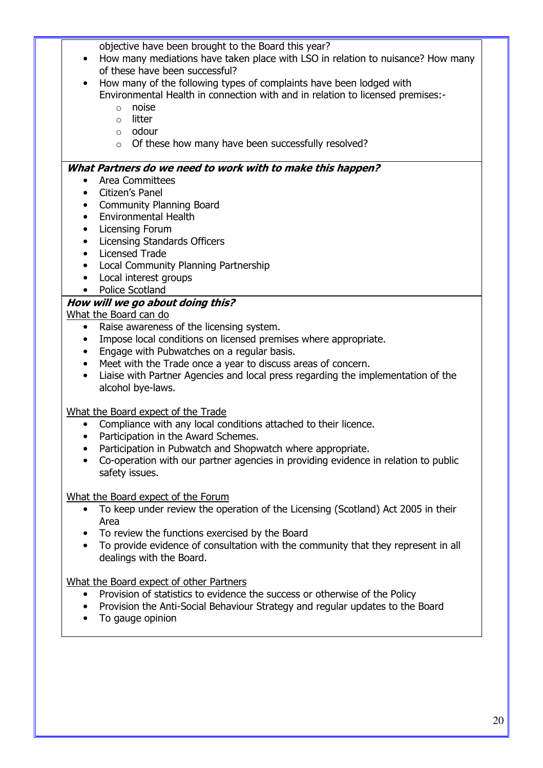objective have been brought to the Board this year?

- How many mediations have taken place with LSO in relation to nuisance? How many of these have been successful?
- How many of the following types of complaints have been lodged with Environmental Health in connection with and in relation to licensed premises:-
    - noise
    - litter
    - odour
    - Of these how many have been successfully resolved?

***What Partners do we need to work with to make this happen?***

- Area Committees
- Citizen's Panel
- Community Planning Board
- Environmental Health
- Licensing Forum
- Licensing Standards Officers
- Licensed Trade
- Local Community Planning Partnership
- Local interest groups
- Police Scotland

***How will we go about doing this?***

<u>What the Board can do</u>

- Raise awareness of the licensing system.
- Impose local conditions on licensed premises where appropriate.
- Engage with Pubwatches on a regular basis.
- Meet with the Trade once a year to discuss areas of concern.
- Liaise with Partner Agencies and local press regarding the implementation of the alcohol bye-laws.

<u>What the Board expect of the Trade</u>

- Compliance with any local conditions attached to their licence.
- Participation in the Award Schemes.
- Participation in Pubwatch and Shopwatch where appropriate.
- Co-operation with our partner agencies in providing evidence in relation to public safety issues.

<u>What the Board expect of the Forum</u>

- To keep under review the operation of the Licensing (Scotland) Act 2005 in their Area
- To review the functions exercised by the Board
- To provide evidence of consultation with the community that they represent in all dealings with the Board.

<u>What the Board expect of other Partners</u>

- Provision of statistics to evidence the success or otherwise of the Policy
- Provision the Anti-Social Behaviour Strategy and regular updates to the Board
- To gauge opinion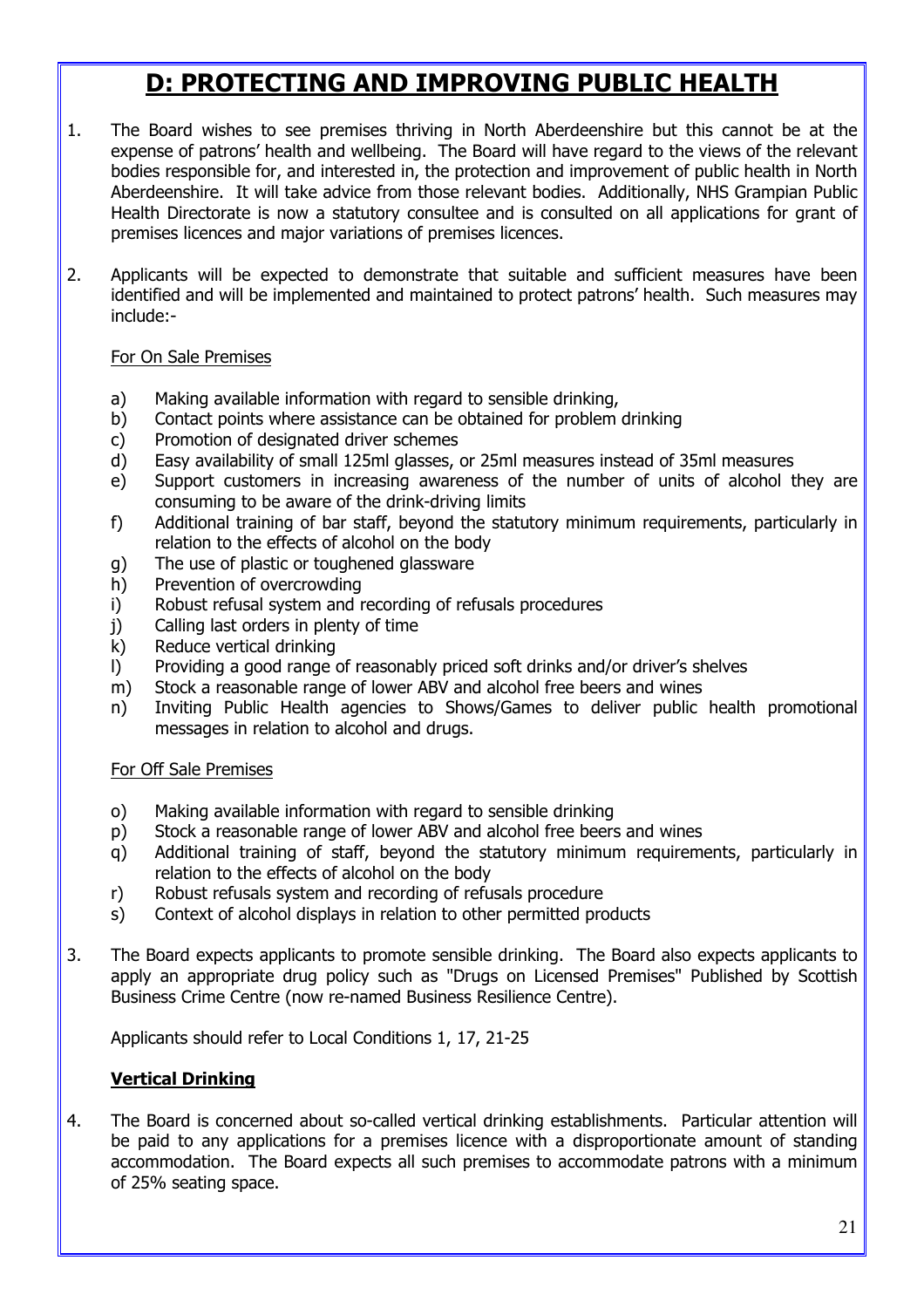# D: PROTECTING AND IMPROVING PUBLIC HEALTH

1. The Board wishes to see premises thriving in North Aberdeenshire but this cannot be at the expense of patrons' health and wellbeing. The Board will have regard to the views of the relevant bodies responsible for, and interested in, the protection and improvement of public health in North Aberdeenshire. It will take advice from those relevant bodies. Additionally, NHS Grampian Public Health Directorate is now a statutory consultee and is consulted on all applications for grant of premises licences and major variations of premises licences.

2. Applicants will be expected to demonstrate that suitable and sufficient measures have been identified and will be implemented and maintained to protect patrons' health. Such measures may include:-

   For On Sale Premises

   a) Making available information with regard to sensible drinking,
   b) Contact points where assistance can be obtained for problem drinking
   c) Promotion of designated driver schemes
   d) Easy availability of small 125ml glasses, or 25ml measures instead of 35ml measures
   e) Support customers in increasing awareness of the number of units of alcohol they are consuming to be aware of the drink-driving limits
   f) Additional training of bar staff, beyond the statutory minimum requirements, particularly in relation to the effects of alcohol on the body
   g) The use of plastic or toughened glassware
   h) Prevention of overcrowding
   i) Robust refusal system and recording of refusals procedures
   j) Calling last orders in plenty of time
   k) Reduce vertical drinking
   l) Providing a good range of reasonably priced soft drinks and/or driver's shelves
   m) Stock a reasonable range of lower ABV and alcohol free beers and wines
   n) Inviting Public Health agencies to Shows/Games to deliver public health promotional messages in relation to alcohol and drugs.

   For Off Sale Premises

   o) Making available information with regard to sensible drinking
   p) Stock a reasonable range of lower ABV and alcohol free beers and wines
   q) Additional training of staff, beyond the statutory minimum requirements, particularly in relation to the effects of alcohol on the body
   r) Robust refusals system and recording of refusals procedure
   s) Context of alcohol displays in relation to other permitted products

3. The Board expects applicants to promote sensible drinking. The Board also expects applicants to apply an appropriate drug policy such as "Drugs on Licensed Premises" Published by Scottish Business Crime Centre (now re-named Business Resilience Centre).

   Applicants should refer to Local Conditions 1, 17, 21-25

   **Vertical Drinking**

4. The Board is concerned about so-called vertical drinking establishments. Particular attention will be paid to any applications for a premises licence with a disproportionate amount of standing accommodation. The Board expects all such premises to accommodate patrons with a minimum of 25% seating space.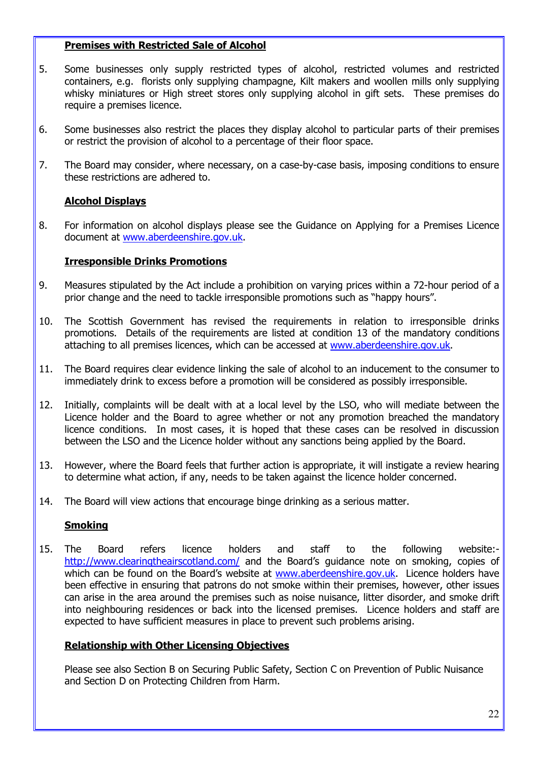**Premises with Restricted Sale of Alcohol**

5. Some businesses only supply restricted types of alcohol, restricted volumes and restricted containers, e.g. florists only supplying champagne, Kilt makers and woollen mills only supplying whisky miniatures or High street stores only supplying alcohol in gift sets. These premises do require a premises licence.

6. Some businesses also restrict the places they display alcohol to particular parts of their premises or restrict the provision of alcohol to a percentage of their floor space.

7. The Board may consider, where necessary, on a case-by-case basis, imposing conditions to ensure these restrictions are adhered to.

**Alcohol Displays**

8. For information on alcohol displays please see the Guidance on Applying for a Premises Licence document at www.aberdeenshire.gov.uk.

**Irresponsible Drinks Promotions**

9. Measures stipulated by the Act include a prohibition on varying prices within a 72-hour period of a prior change and the need to tackle irresponsible promotions such as "happy hours".

10. The Scottish Government has revised the requirements in relation to irresponsible drinks promotions. Details of the requirements are listed at condition 13 of the mandatory conditions attaching to all premises licences, which can be accessed at www.aberdeenshire.gov.uk.

11. The Board requires clear evidence linking the sale of alcohol to an inducement to the consumer to immediately drink to excess before a promotion will be considered as possibly irresponsible.

12. Initially, complaints will be dealt with at a local level by the LSO, who will mediate between the Licence holder and the Board to agree whether or not any promotion breached the mandatory licence conditions. In most cases, it is hoped that these cases can be resolved in discussion between the LSO and the Licence holder without any sanctions being applied by the Board.

13. However, where the Board feels that further action is appropriate, it will instigate a review hearing to determine what action, if any, needs to be taken against the licence holder concerned.

14. The Board will view actions that encourage binge drinking as a serious matter.

**Smoking**

15. The Board refers licence holders and staff to the following website:- http://www.clearingtheairscotland.com/ and the Board's guidance note on smoking, copies of which can be found on the Board's website at www.aberdeenshire.gov.uk. Licence holders have been effective in ensuring that patrons do not smoke within their premises, however, other issues can arise in the area around the premises such as noise nuisance, litter disorder, and smoke drift into neighbouring residences or back into the licensed premises. Licence holders and staff are expected to have sufficient measures in place to prevent such problems arising.

**Relationship with Other Licensing Objectives**

Please see also Section B on Securing Public Safety, Section C on Prevention of Public Nuisance and Section D on Protecting Children from Harm.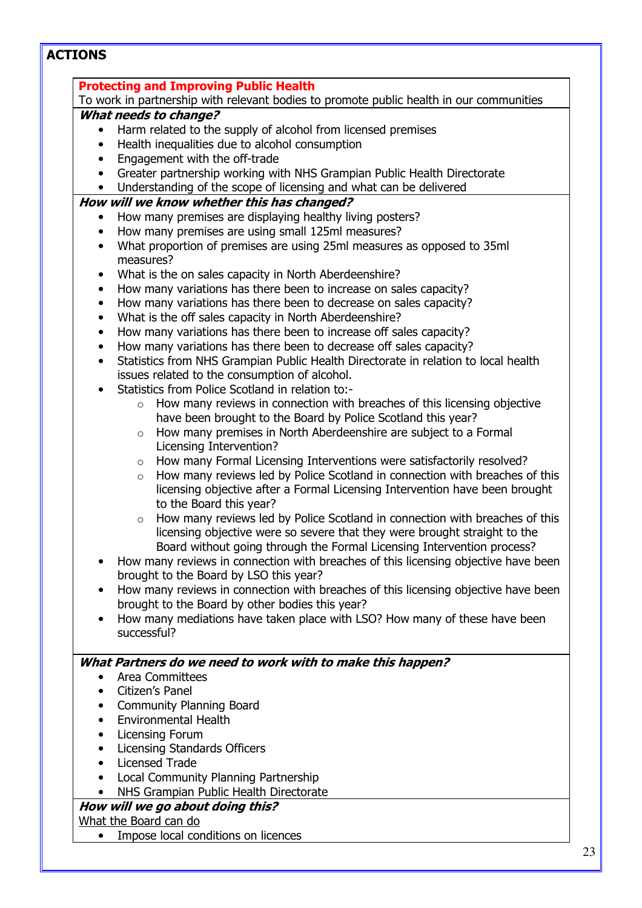## ACTIONS

### Protecting and Improving Public Health

To work in partnership with relevant bodies to promote public health in our communities

***What needs to change?***

- Harm related to the supply of alcohol from licensed premises
- Health inequalities due to alcohol consumption
- Engagement with the off-trade
- Greater partnership working with NHS Grampian Public Health Directorate
- Understanding of the scope of licensing and what can be delivered

***How will we know whether this has changed?***

- How many premises are displaying healthy living posters?
- How many premises are using small 125ml measures?
- What proportion of premises are using 25ml measures as opposed to 35ml measures?
- What is the on sales capacity in North Aberdeenshire?
- How many variations has there been to increase on sales capacity?
- How many variations has there been to decrease on sales capacity?
- What is the off sales capacity in North Aberdeenshire?
- How many variations has there been to increase off sales capacity?
- How many variations has there been to decrease off sales capacity?
- Statistics from NHS Grampian Public Health Directorate in relation to local health issues related to the consumption of alcohol.
- Statistics from Police Scotland in relation to:-
  - How many reviews in connection with breaches of this licensing objective have been brought to the Board by Police Scotland this year?
  - How many premises in North Aberdeenshire are subject to a Formal Licensing Intervention?
  - How many Formal Licensing Interventions were satisfactorily resolved?
  - How many reviews led by Police Scotland in connection with breaches of this licensing objective after a Formal Licensing Intervention have been brought to the Board this year?
  - How many reviews led by Police Scotland in connection with breaches of this licensing objective were so severe that they were brought straight to the Board without going through the Formal Licensing Intervention process?
- How many reviews in connection with breaches of this licensing objective have been brought to the Board by LSO this year?
- How many reviews in connection with breaches of this licensing objective have been brought to the Board by other bodies this year?
- How many mediations have taken place with LSO? How many of these have been successful?

***What Partners do we need to work with to make this happen?***

- Area Committees
- Citizen's Panel
- Community Planning Board
- Environmental Health
- Licensing Forum
- Licensing Standards Officers
- Licensed Trade
- Local Community Planning Partnership
- NHS Grampian Public Health Directorate

***How will we go about doing this?***

What the Board can do

- Impose local conditions on licences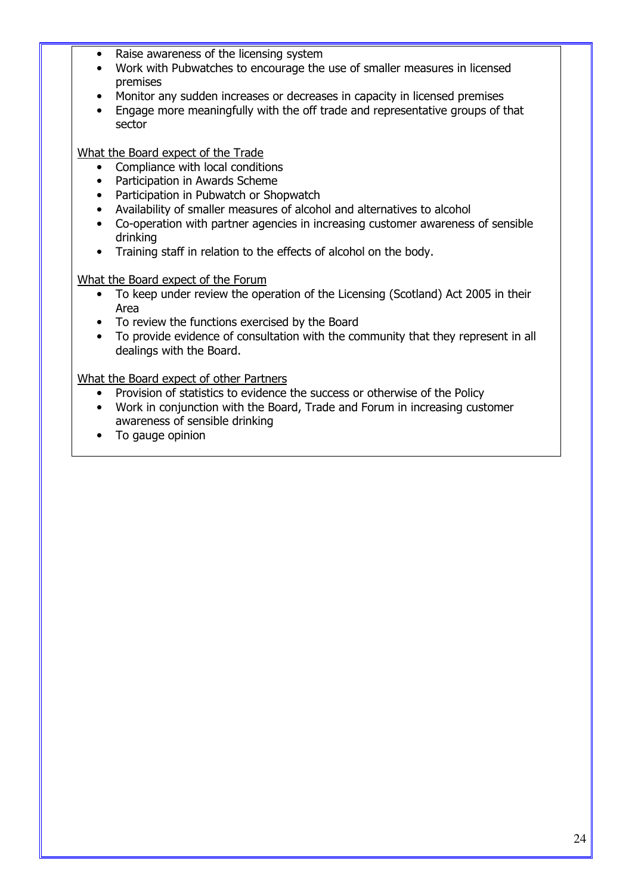- Raise awareness of the licensing system
- Work with Pubwatches to encourage the use of smaller measures in licensed premises
- Monitor any sudden increases or decreases in capacity in licensed premises
- Engage more meaningfully with the off trade and representative groups of that sector

<u>What the Board expect of the Trade</u>

- Compliance with local conditions
- Participation in Awards Scheme
- Participation in Pubwatch or Shopwatch
- Availability of smaller measures of alcohol and alternatives to alcohol
- Co-operation with partner agencies in increasing customer awareness of sensible drinking
- Training staff in relation to the effects of alcohol on the body.

<u>What the Board expect of the Forum</u>

- To keep under review the operation of the Licensing (Scotland) Act 2005 in their Area
- To review the functions exercised by the Board
- To provide evidence of consultation with the community that they represent in all dealings with the Board.

<u>What the Board expect of other Partners</u>

- Provision of statistics to evidence the success or otherwise of the Policy
- Work in conjunction with the Board, Trade and Forum in increasing customer awareness of sensible drinking
- To gauge opinion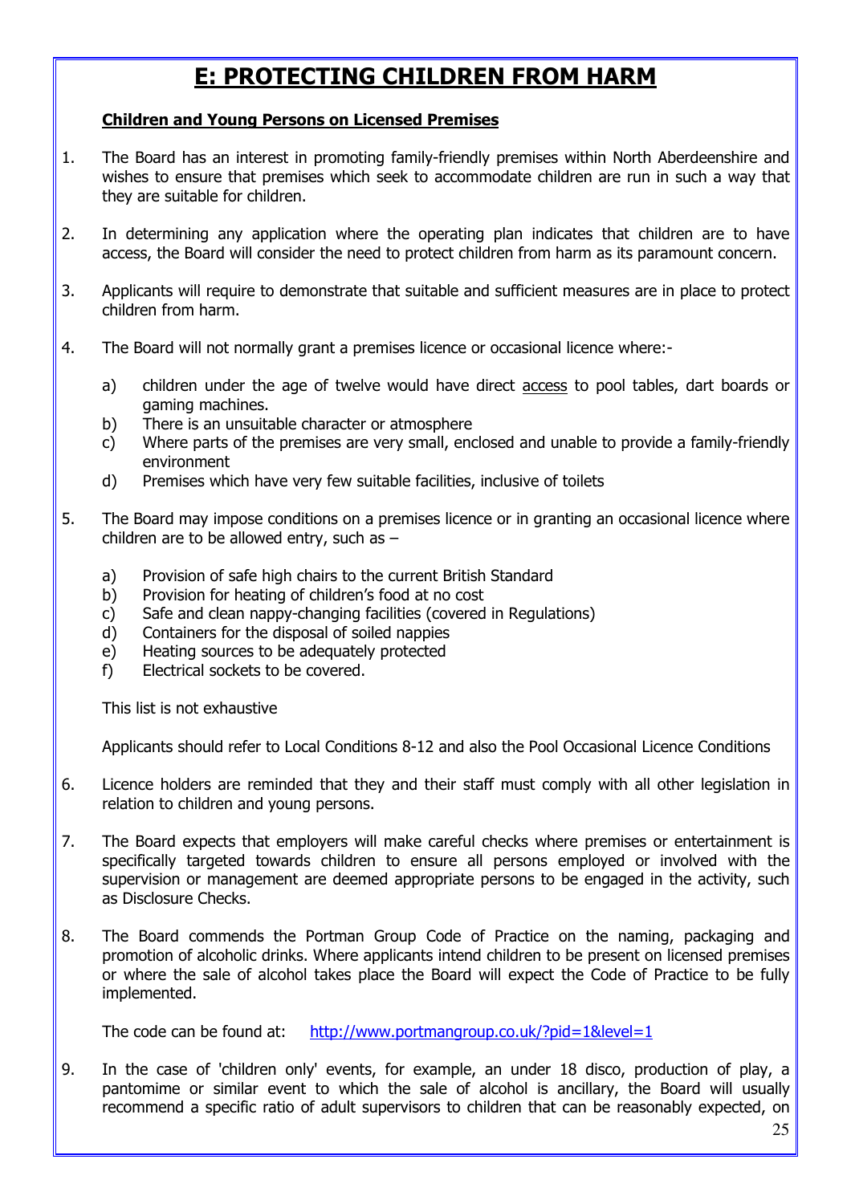# E: PROTECTING CHILDREN FROM HARM

**Children and Young Persons on Licensed Premises**

1. The Board has an interest in promoting family-friendly premises within North Aberdeenshire and wishes to ensure that premises which seek to accommodate children are run in such a way that they are suitable for children.

2. In determining any application where the operating plan indicates that children are to have access, the Board will consider the need to protect children from harm as its paramount concern.

3. Applicants will require to demonstrate that suitable and sufficient measures are in place to protect children from harm.

4. The Board will not normally grant a premises licence or occasional licence where:-

   a) children under the age of twelve would have direct access to pool tables, dart boards or gaming machines.
   b) There is an unsuitable character or atmosphere
   c) Where parts of the premises are very small, enclosed and unable to provide a family-friendly environment
   d) Premises which have very few suitable facilities, inclusive of toilets

5. The Board may impose conditions on a premises licence or in granting an occasional licence where children are to be allowed entry, such as –

   a) Provision of safe high chairs to the current British Standard
   b) Provision for heating of children's food at no cost
   c) Safe and clean nappy-changing facilities (covered in Regulations)
   d) Containers for the disposal of soiled nappies
   e) Heating sources to be adequately protected
   f) Electrical sockets to be covered.

   This list is not exhaustive

   Applicants should refer to Local Conditions 8-12 and also the Pool Occasional Licence Conditions

6. Licence holders are reminded that they and their staff must comply with all other legislation in relation to children and young persons.

7. The Board expects that employers will make careful checks where premises or entertainment is specifically targeted towards children to ensure all persons employed or involved with the supervision or management are deemed appropriate persons to be engaged in the activity, such as Disclosure Checks.

8. The Board commends the Portman Group Code of Practice on the naming, packaging and promotion of alcoholic drinks. Where applicants intend children to be present on licensed premises or where the sale of alcohol takes place the Board will expect the Code of Practice to be fully implemented.

   The code can be found at: http://www.portmangroup.co.uk/?pid=1&level=1

9. In the case of 'children only' events, for example, an under 18 disco, production of play, a pantomime or similar event to which the sale of alcohol is ancillary, the Board will usually recommend a specific ratio of adult supervisors to children that can be reasonably expected, on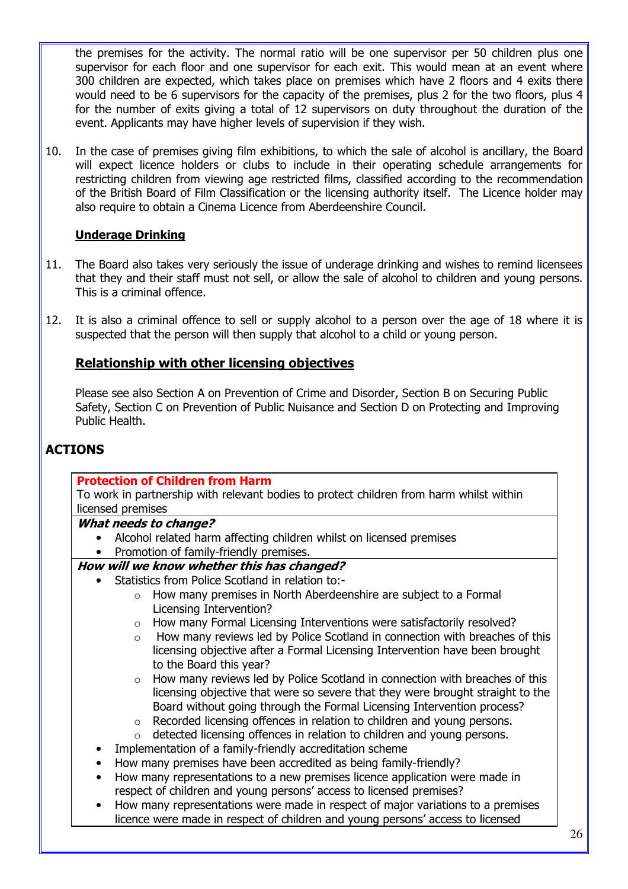the premises for the activity. The normal ratio will be one supervisor per 50 children plus one supervisor for each floor and one supervisor for each exit. This would mean at an event where 300 children are expected, which takes place on premises which have 2 floors and 4 exits there would need to be 6 supervisors for the capacity of the premises, plus 2 for the two floors, plus 4 for the number of exits giving a total of 12 supervisors on duty throughout the duration of the event. Applicants may have higher levels of supervision if they wish.

10. In the case of premises giving film exhibitions, to which the sale of alcohol is ancillary, the Board will expect licence holders or clubs to include in their operating schedule arrangements for restricting children from viewing age restricted films, classified according to the recommendation of the British Board of Film Classification or the licensing authority itself. The Licence holder may also require to obtain a Cinema Licence from Aberdeenshire Council.

### Underage Drinking

11. The Board also takes very seriously the issue of underage drinking and wishes to remind licensees that they and their staff must not sell, or allow the sale of alcohol to children and young persons. This is a criminal offence.

12. It is also a criminal offence to sell or supply alcohol to a person over the age of 18 where it is suspected that the person will then supply that alcohol to a child or young person.

### Relationship with other licensing objectives

Please see also Section A on Prevention of Crime and Disorder, Section B on Securing Public Safety, Section C on Prevention of Public Nuisance and Section D on Protecting and Improving Public Health.

## ACTIONS

**Protection of Children from Harm**

To work in partnership with relevant bodies to protect children from harm whilst within licensed premises

***What needs to change?***

- Alcohol related harm affecting children whilst on licensed premises
- Promotion of family-friendly premises.

***How will we know whether this has changed?***

- Statistics from Police Scotland in relation to:-
  - How many premises in North Aberdeenshire are subject to a Formal Licensing Intervention?
  - How many Formal Licensing Interventions were satisfactorily resolved?
  - How many reviews led by Police Scotland in connection with breaches of this licensing objective after a Formal Licensing Intervention have been brought to the Board this year?
  - How many reviews led by Police Scotland in connection with breaches of this licensing objective that were so severe that they were brought straight to the Board without going through the Formal Licensing Intervention process?
  - Recorded licensing offences in relation to children and young persons.
  - detected licensing offences in relation to children and young persons.
- Implementation of a family-friendly accreditation scheme
- How many premises have been accredited as being family-friendly?
- How many representations to a new premises licence application were made in respect of children and young persons' access to licensed premises?
- How many representations were made in respect of major variations to a premises licence were made in respect of children and young persons' access to licensed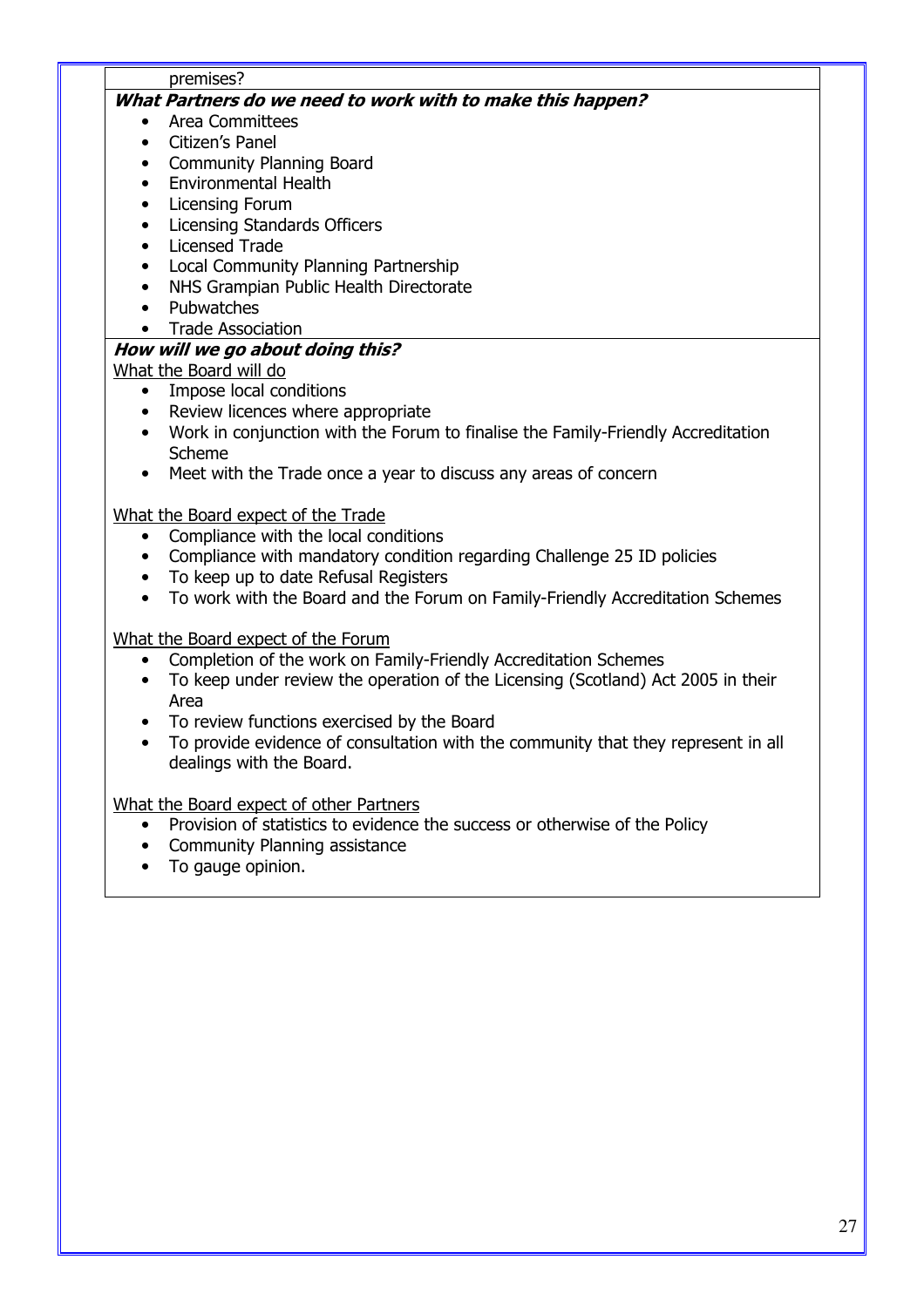premises?

***What Partners do we need to work with to make this happen?***

- Area Committees
- Citizen's Panel
- Community Planning Board
- Environmental Health
- Licensing Forum
- Licensing Standards Officers
- Licensed Trade
- Local Community Planning Partnership
- NHS Grampian Public Health Directorate
- Pubwatches
- Trade Association

***How will we go about doing this?***

What the Board will do

- Impose local conditions
- Review licences where appropriate
- Work in conjunction with the Forum to finalise the Family-Friendly Accreditation Scheme
- Meet with the Trade once a year to discuss any areas of concern

What the Board expect of the Trade

- Compliance with the local conditions
- Compliance with mandatory condition regarding Challenge 25 ID policies
- To keep up to date Refusal Registers
- To work with the Board and the Forum on Family-Friendly Accreditation Schemes

What the Board expect of the Forum

- Completion of the work on Family-Friendly Accreditation Schemes
- To keep under review the operation of the Licensing (Scotland) Act 2005 in their Area
- To review functions exercised by the Board
- To provide evidence of consultation with the community that they represent in all dealings with the Board.

What the Board expect of other Partners

- Provision of statistics to evidence the success or otherwise of the Policy
- Community Planning assistance
- To gauge opinion.